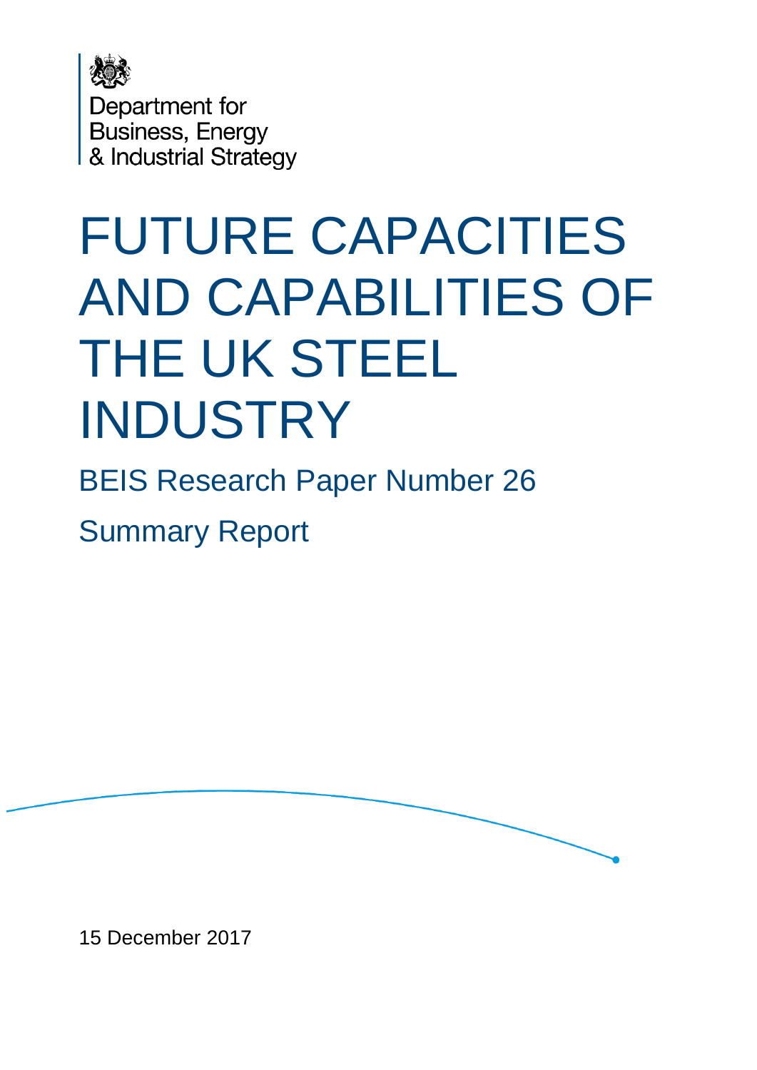Department for
Business, Energy
& Industrial Strategy

# FUTURE CAPACITIES AND CAPABILITIES OF THE UK STEEL INDUSTRY

## BEIS Research Paper Number 26

## Summary Report

15 December 2017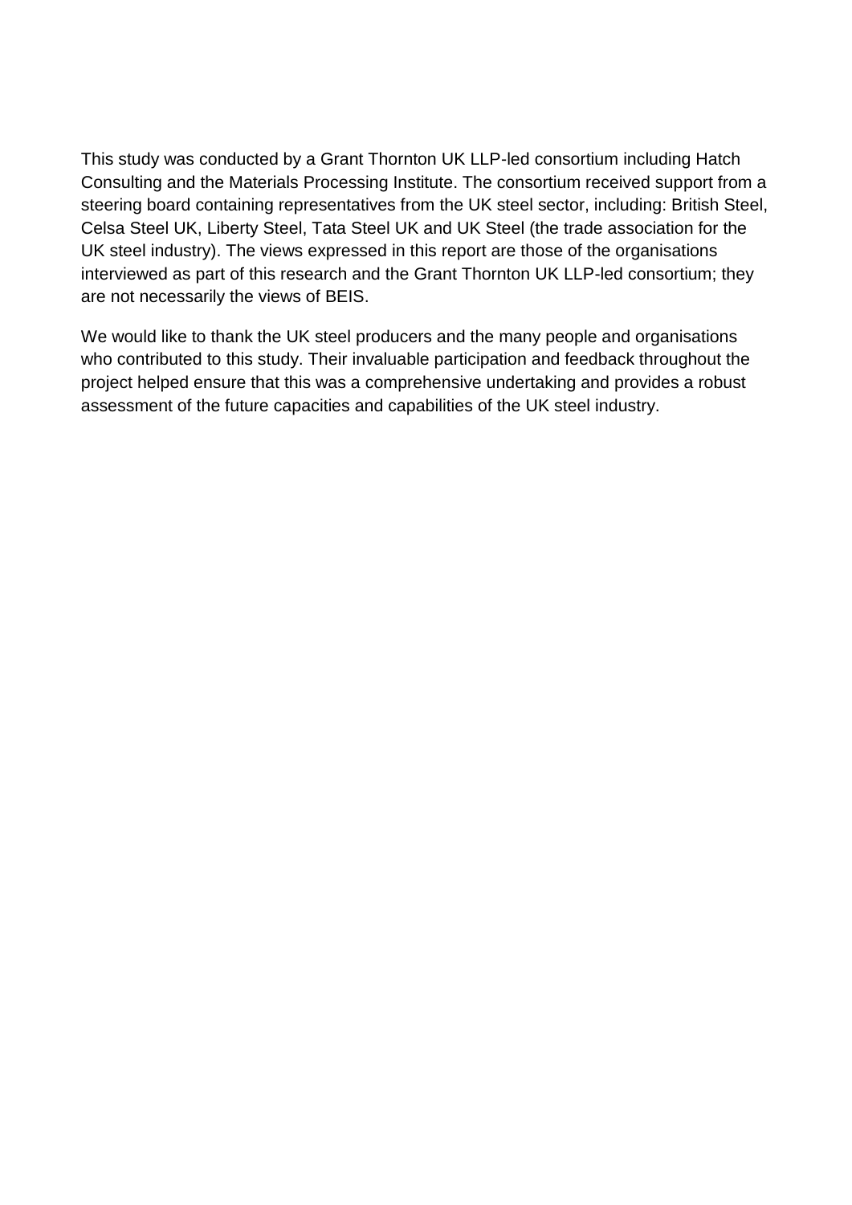This study was conducted by a Grant Thornton UK LLP-led consortium including Hatch Consulting and the Materials Processing Institute. The consortium received support from a steering board containing representatives from the UK steel sector, including: British Steel, Celsa Steel UK, Liberty Steel, Tata Steel UK and UK Steel (the trade association for the UK steel industry). The views expressed in this report are those of the organisations interviewed as part of this research and the Grant Thornton UK LLP-led consortium; they are not necessarily the views of BEIS.

We would like to thank the UK steel producers and the many people and organisations who contributed to this study. Their invaluable participation and feedback throughout the project helped ensure that this was a comprehensive undertaking and provides a robust assessment of the future capacities and capabilities of the UK steel industry.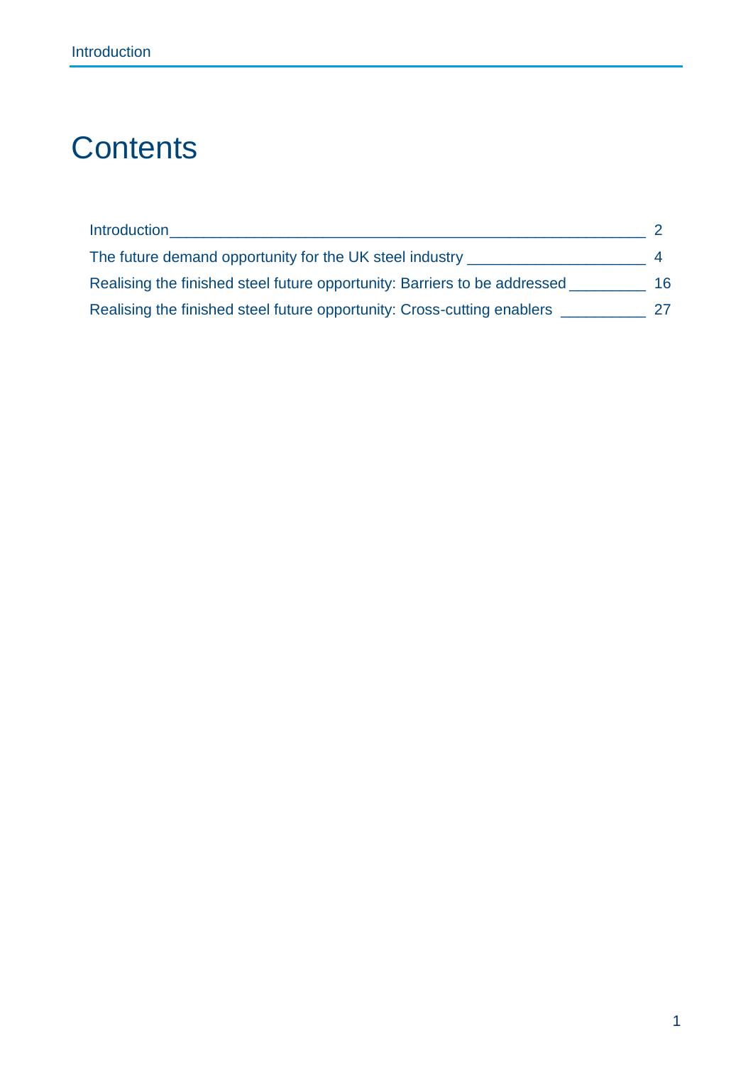# Contents

Introduction ... 2

The future demand opportunity for the UK steel industry ... 4

Realising the finished steel future opportunity: Barriers to be addressed ... 16

Realising the finished steel future opportunity: Cross-cutting enablers ... 27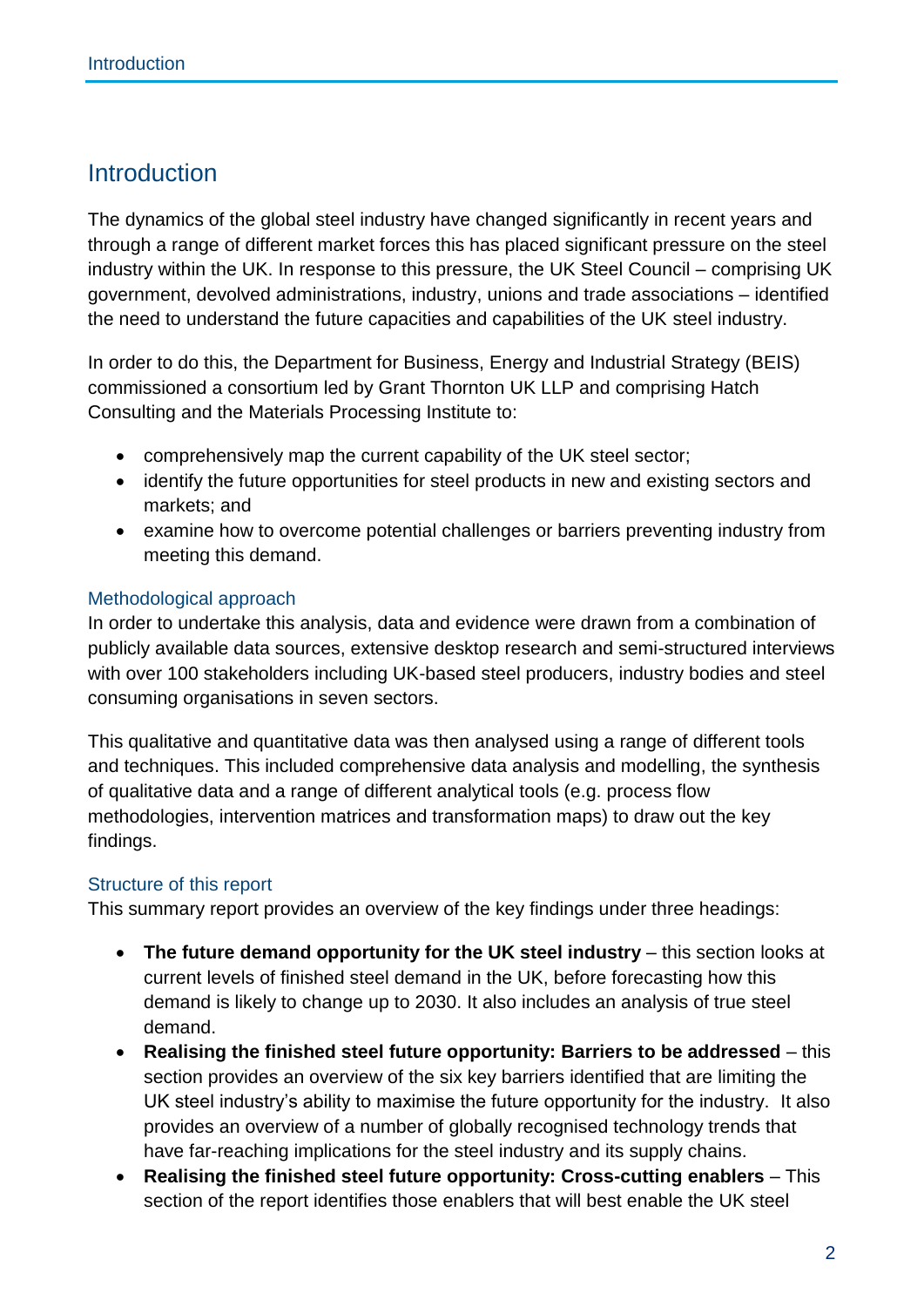# Introduction

The dynamics of the global steel industry have changed significantly in recent years and through a range of different market forces this has placed significant pressure on the steel industry within the UK. In response to this pressure, the UK Steel Council – comprising UK government, devolved administrations, industry, unions and trade associations – identified the need to understand the future capacities and capabilities of the UK steel industry.

In order to do this, the Department for Business, Energy and Industrial Strategy (BEIS) commissioned a consortium led by Grant Thornton UK LLP and comprising Hatch Consulting and the Materials Processing Institute to:

- comprehensively map the current capability of the UK steel sector;
- identify the future opportunities for steel products in new and existing sectors and markets; and
- examine how to overcome potential challenges or barriers preventing industry from meeting this demand.

## Methodological approach

In order to undertake this analysis, data and evidence were drawn from a combination of publicly available data sources, extensive desktop research and semi-structured interviews with over 100 stakeholders including UK-based steel producers, industry bodies and steel consuming organisations in seven sectors.

This qualitative and quantitative data was then analysed using a range of different tools and techniques. This included comprehensive data analysis and modelling, the synthesis of qualitative data and a range of different analytical tools (e.g. process flow methodologies, intervention matrices and transformation maps) to draw out the key findings.

## Structure of this report

This summary report provides an overview of the key findings under three headings:

- **The future demand opportunity for the UK steel industry** – this section looks at current levels of finished steel demand in the UK, before forecasting how this demand is likely to change up to 2030. It also includes an analysis of true steel demand.
- **Realising the finished steel future opportunity: Barriers to be addressed** – this section provides an overview of the six key barriers identified that are limiting the UK steel industry's ability to maximise the future opportunity for the industry. It also provides an overview of a number of globally recognised technology trends that have far-reaching implications for the steel industry and its supply chains.
- **Realising the finished steel future opportunity: Cross-cutting enablers** – This section of the report identifies those enablers that will best enable the UK steel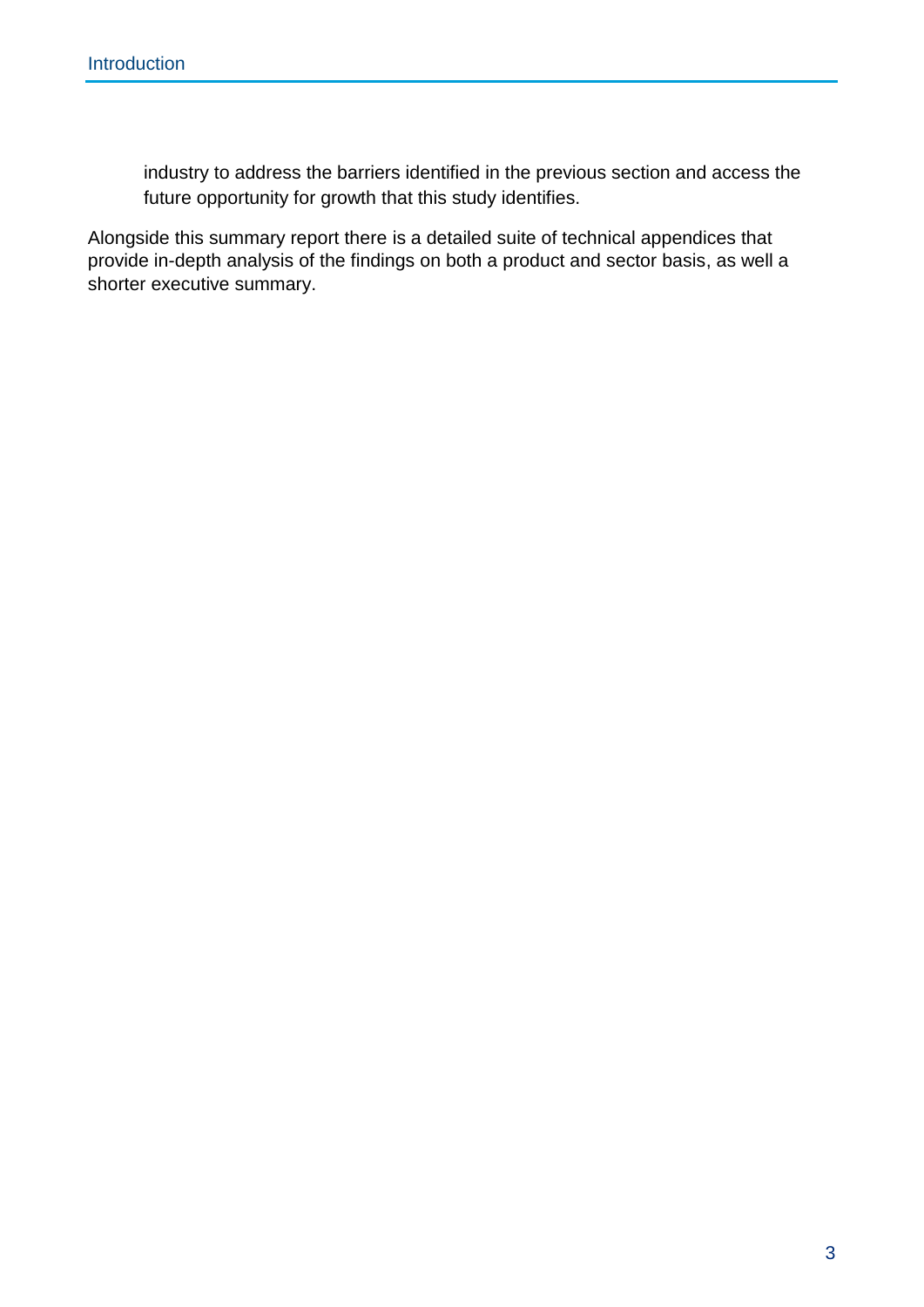industry to address the barriers identified in the previous section and access the future opportunity for growth that this study identifies.

Alongside this summary report there is a detailed suite of technical appendices that provide in-depth analysis of the findings on both a product and sector basis, as well a shorter executive summary.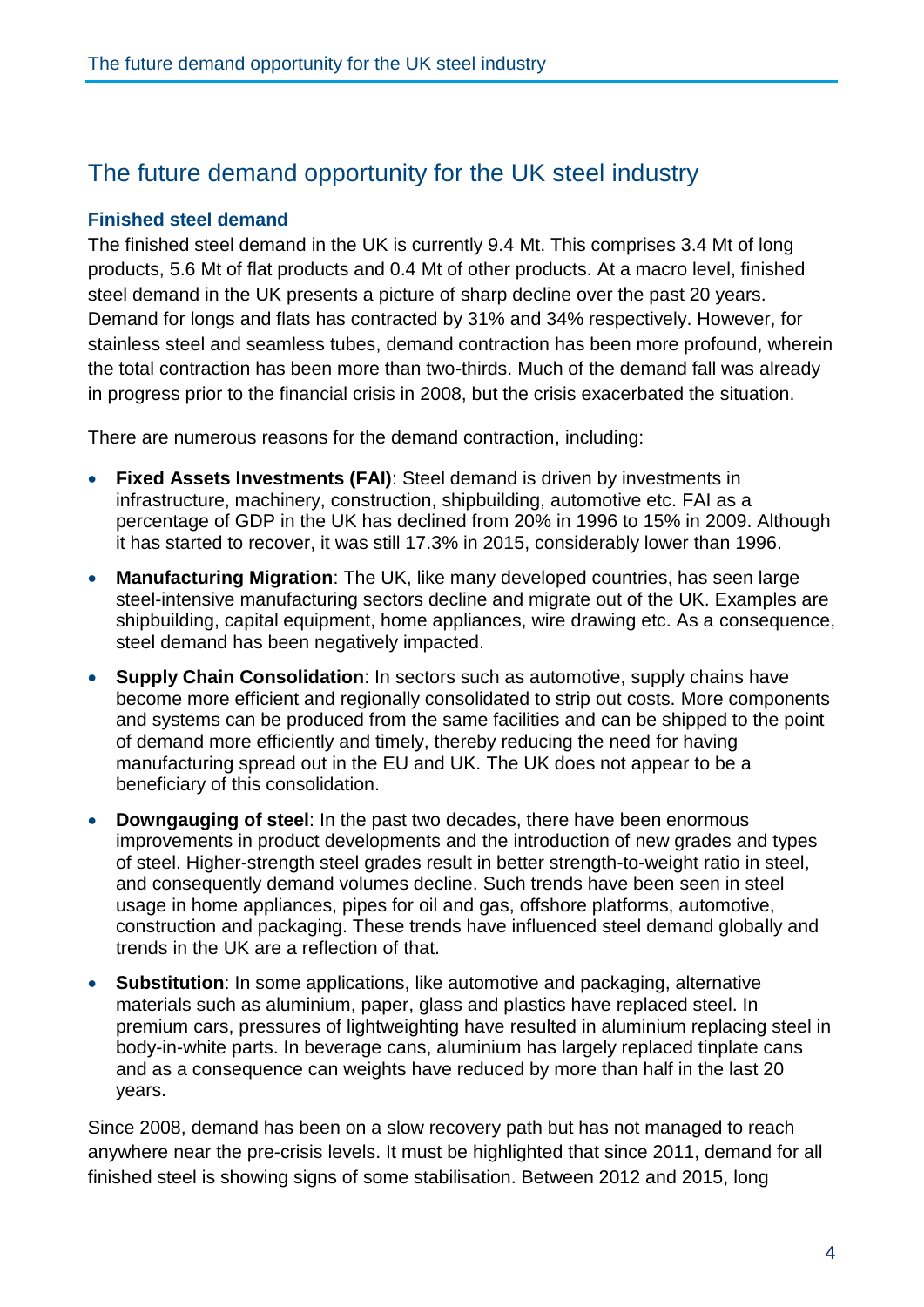## The future demand opportunity for the UK steel industry

### Finished steel demand

The finished steel demand in the UK is currently 9.4 Mt. This comprises 3.4 Mt of long products, 5.6 Mt of flat products and 0.4 Mt of other products. At a macro level, finished steel demand in the UK presents a picture of sharp decline over the past 20 years. Demand for longs and flats has contracted by 31% and 34% respectively. However, for stainless steel and seamless tubes, demand contraction has been more profound, wherein the total contraction has been more than two-thirds. Much of the demand fall was already in progress prior to the financial crisis in 2008, but the crisis exacerbated the situation.

There are numerous reasons for the demand contraction, including:

- **Fixed Assets Investments (FAI)**: Steel demand is driven by investments in infrastructure, machinery, construction, shipbuilding, automotive etc. FAI as a percentage of GDP in the UK has declined from 20% in 1996 to 15% in 2009. Although it has started to recover, it was still 17.3% in 2015, considerably lower than 1996.
- **Manufacturing Migration**: The UK, like many developed countries, has seen large steel-intensive manufacturing sectors decline and migrate out of the UK. Examples are shipbuilding, capital equipment, home appliances, wire drawing etc. As a consequence, steel demand has been negatively impacted.
- **Supply Chain Consolidation**: In sectors such as automotive, supply chains have become more efficient and regionally consolidated to strip out costs. More components and systems can be produced from the same facilities and can be shipped to the point of demand more efficiently and timely, thereby reducing the need for having manufacturing spread out in the EU and UK. The UK does not appear to be a beneficiary of this consolidation.
- **Downgauging of steel**: In the past two decades, there have been enormous improvements in product developments and the introduction of new grades and types of steel. Higher-strength steel grades result in better strength-to-weight ratio in steel, and consequently demand volumes decline. Such trends have been seen in steel usage in home appliances, pipes for oil and gas, offshore platforms, automotive, construction and packaging. These trends have influenced steel demand globally and trends in the UK are a reflection of that.
- **Substitution**: In some applications, like automotive and packaging, alternative materials such as aluminium, paper, glass and plastics have replaced steel. In premium cars, pressures of lightweighting have resulted in aluminium replacing steel in body-in-white parts. In beverage cans, aluminium has largely replaced tinplate cans and as a consequence can weights have reduced by more than half in the last 20 years.

Since 2008, demand has been on a slow recovery path but has not managed to reach anywhere near the pre-crisis levels. It must be highlighted that since 2011, demand for all finished steel is showing signs of some stabilisation. Between 2012 and 2015, long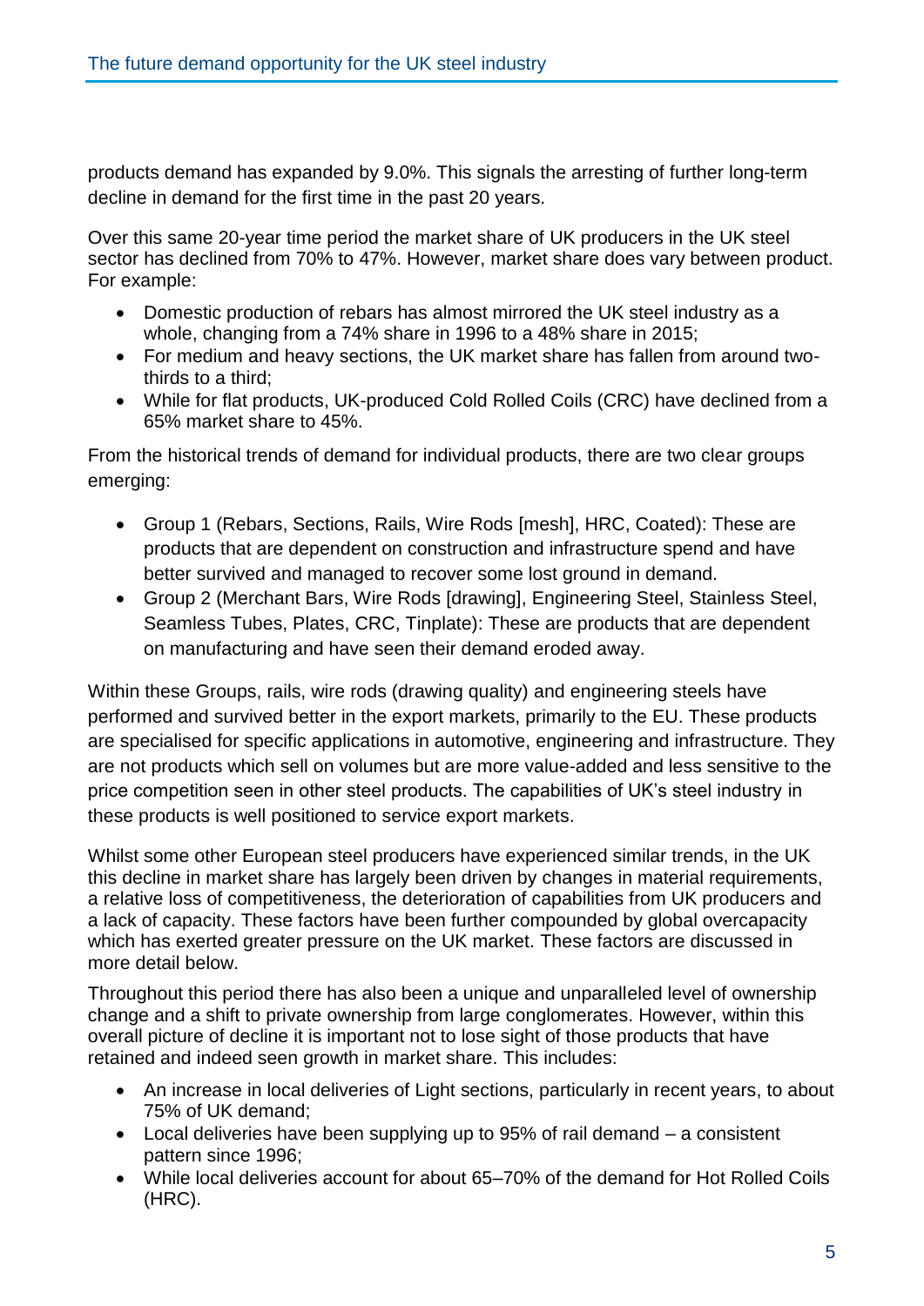products demand has expanded by 9.0%. This signals the arresting of further long-term decline in demand for the first time in the past 20 years.

Over this same 20-year time period the market share of UK producers in the UK steel sector has declined from 70% to 47%. However, market share does vary between product. For example:

- Domestic production of rebars has almost mirrored the UK steel industry as a whole, changing from a 74% share in 1996 to a 48% share in 2015;
- For medium and heavy sections, the UK market share has fallen from around two-thirds to a third;
- While for flat products, UK-produced Cold Rolled Coils (CRC) have declined from a 65% market share to 45%.

From the historical trends of demand for individual products, there are two clear groups emerging:

- Group 1 (Rebars, Sections, Rails, Wire Rods [mesh], HRC, Coated): These are products that are dependent on construction and infrastructure spend and have better survived and managed to recover some lost ground in demand.
- Group 2 (Merchant Bars, Wire Rods [drawing], Engineering Steel, Stainless Steel, Seamless Tubes, Plates, CRC, Tinplate): These are products that are dependent on manufacturing and have seen their demand eroded away.

Within these Groups, rails, wire rods (drawing quality) and engineering steels have performed and survived better in the export markets, primarily to the EU. These products are specialised for specific applications in automotive, engineering and infrastructure. They are not products which sell on volumes but are more value-added and less sensitive to the price competition seen in other steel products. The capabilities of UK's steel industry in these products is well positioned to service export markets.

Whilst some other European steel producers have experienced similar trends, in the UK this decline in market share has largely been driven by changes in material requirements, a relative loss of competitiveness, the deterioration of capabilities from UK producers and a lack of capacity. These factors have been further compounded by global overcapacity which has exerted greater pressure on the UK market. These factors are discussed in more detail below.

Throughout this period there has also been a unique and unparalleled level of ownership change and a shift to private ownership from large conglomerates. However, within this overall picture of decline it is important not to lose sight of those products that have retained and indeed seen growth in market share. This includes:

- An increase in local deliveries of Light sections, particularly in recent years, to about 75% of UK demand;
- Local deliveries have been supplying up to 95% of rail demand – a consistent pattern since 1996;
- While local deliveries account for about 65–70% of the demand for Hot Rolled Coils (HRC).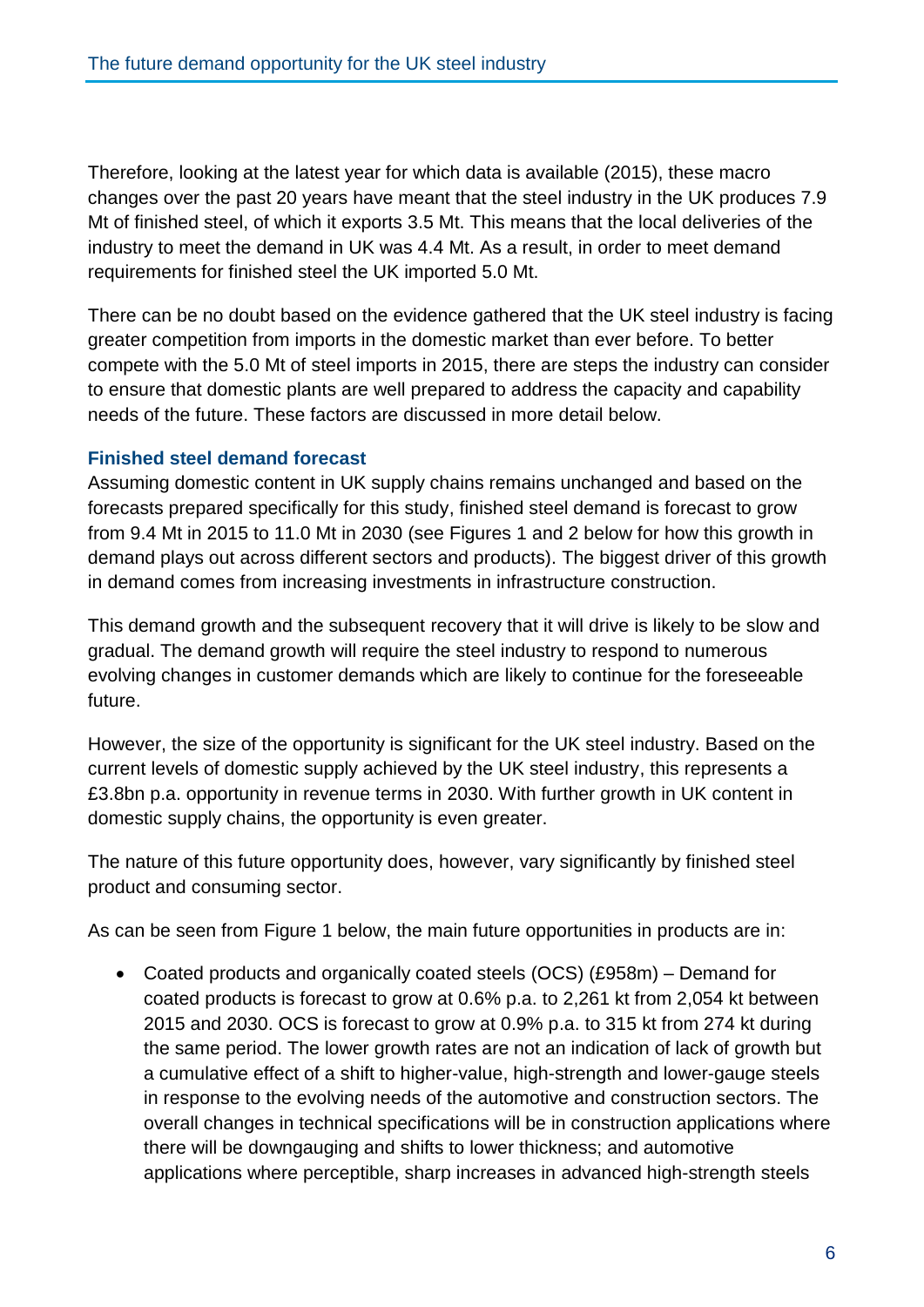Therefore, looking at the latest year for which data is available (2015), these macro changes over the past 20 years have meant that the steel industry in the UK produces 7.9 Mt of finished steel, of which it exports 3.5 Mt. This means that the local deliveries of the industry to meet the demand in UK was 4.4 Mt. As a result, in order to meet demand requirements for finished steel the UK imported 5.0 Mt.

There can be no doubt based on the evidence gathered that the UK steel industry is facing greater competition from imports in the domestic market than ever before. To better compete with the 5.0 Mt of steel imports in 2015, there are steps the industry can consider to ensure that domestic plants are well prepared to address the capacity and capability needs of the future. These factors are discussed in more detail below.

### Finished steel demand forecast

Assuming domestic content in UK supply chains remains unchanged and based on the forecasts prepared specifically for this study, finished steel demand is forecast to grow from 9.4 Mt in 2015 to 11.0 Mt in 2030 (see Figures 1 and 2 below for how this growth in demand plays out across different sectors and products). The biggest driver of this growth in demand comes from increasing investments in infrastructure construction.

This demand growth and the subsequent recovery that it will drive is likely to be slow and gradual. The demand growth will require the steel industry to respond to numerous evolving changes in customer demands which are likely to continue for the foreseeable future.

However, the size of the opportunity is significant for the UK steel industry. Based on the current levels of domestic supply achieved by the UK steel industry, this represents a £3.8bn p.a. opportunity in revenue terms in 2030. With further growth in UK content in domestic supply chains, the opportunity is even greater.

The nature of this future opportunity does, however, vary significantly by finished steel product and consuming sector.

As can be seen from Figure 1 below, the main future opportunities in products are in:

- Coated products and organically coated steels (OCS) (£958m) – Demand for coated products is forecast to grow at 0.6% p.a. to 2,261 kt from 2,054 kt between 2015 and 2030. OCS is forecast to grow at 0.9% p.a. to 315 kt from 274 kt during the same period. The lower growth rates are not an indication of lack of growth but a cumulative effect of a shift to higher-value, high-strength and lower-gauge steels in response to the evolving needs of the automotive and construction sectors. The overall changes in technical specifications will be in construction applications where there will be downgauging and shifts to lower thickness; and automotive applications where perceptible, sharp increases in advanced high-strength steels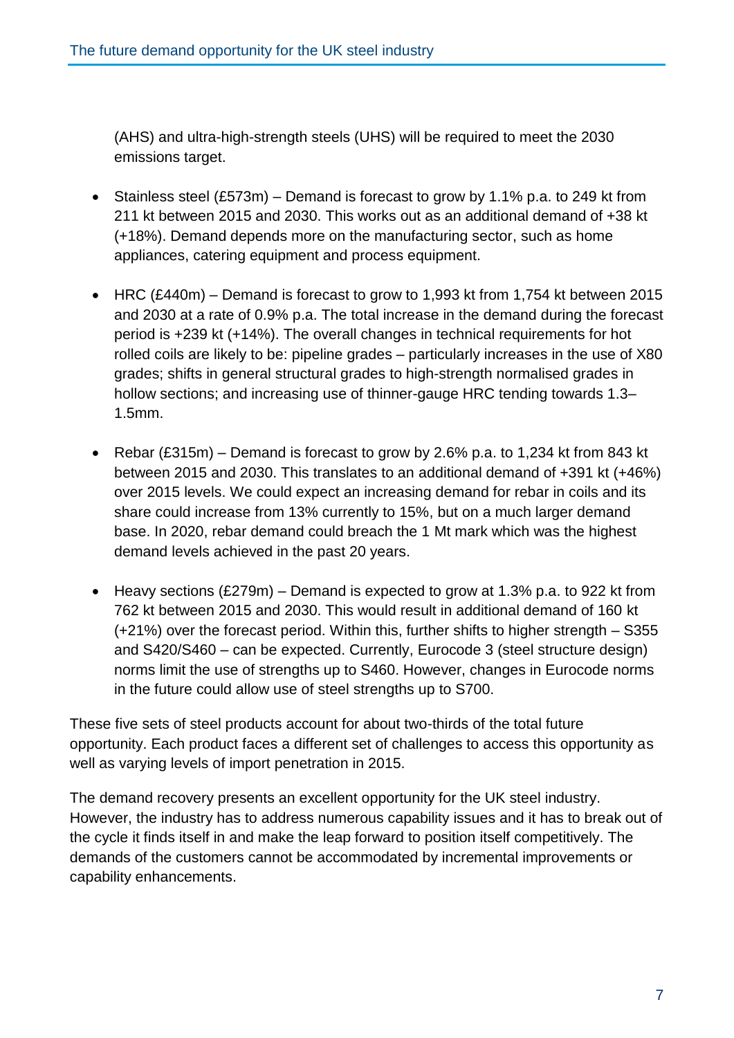(AHS) and ultra-high-strength steels (UHS) will be required to meet the 2030 emissions target.

- Stainless steel (£573m) – Demand is forecast to grow by 1.1% p.a. to 249 kt from 211 kt between 2015 and 2030. This works out as an additional demand of +38 kt (+18%). Demand depends more on the manufacturing sector, such as home appliances, catering equipment and process equipment.

- HRC (£440m) – Demand is forecast to grow to 1,993 kt from 1,754 kt between 2015 and 2030 at a rate of 0.9% p.a. The total increase in the demand during the forecast period is +239 kt (+14%). The overall changes in technical requirements for hot rolled coils are likely to be: pipeline grades – particularly increases in the use of X80 grades; shifts in general structural grades to high-strength normalised grades in hollow sections; and increasing use of thinner-gauge HRC tending towards 1.3–1.5mm.

- Rebar (£315m) – Demand is forecast to grow by 2.6% p.a. to 1,234 kt from 843 kt between 2015 and 2030. This translates to an additional demand of +391 kt (+46%) over 2015 levels. We could expect an increasing demand for rebar in coils and its share could increase from 13% currently to 15%, but on a much larger demand base. In 2020, rebar demand could breach the 1 Mt mark which was the highest demand levels achieved in the past 20 years.

- Heavy sections (£279m) – Demand is expected to grow at 1.3% p.a. to 922 kt from 762 kt between 2015 and 2030. This would result in additional demand of 160 kt (+21%) over the forecast period. Within this, further shifts to higher strength – S355 and S420/S460 – can be expected. Currently, Eurocode 3 (steel structure design) norms limit the use of strengths up to S460. However, changes in Eurocode norms in the future could allow use of steel strengths up to S700.

These five sets of steel products account for about two-thirds of the total future opportunity. Each product faces a different set of challenges to access this opportunity as well as varying levels of import penetration in 2015.

The demand recovery presents an excellent opportunity for the UK steel industry. However, the industry has to address numerous capability issues and it has to break out of the cycle it finds itself in and make the leap forward to position itself competitively. The demands of the customers cannot be accommodated by incremental improvements or capability enhancements.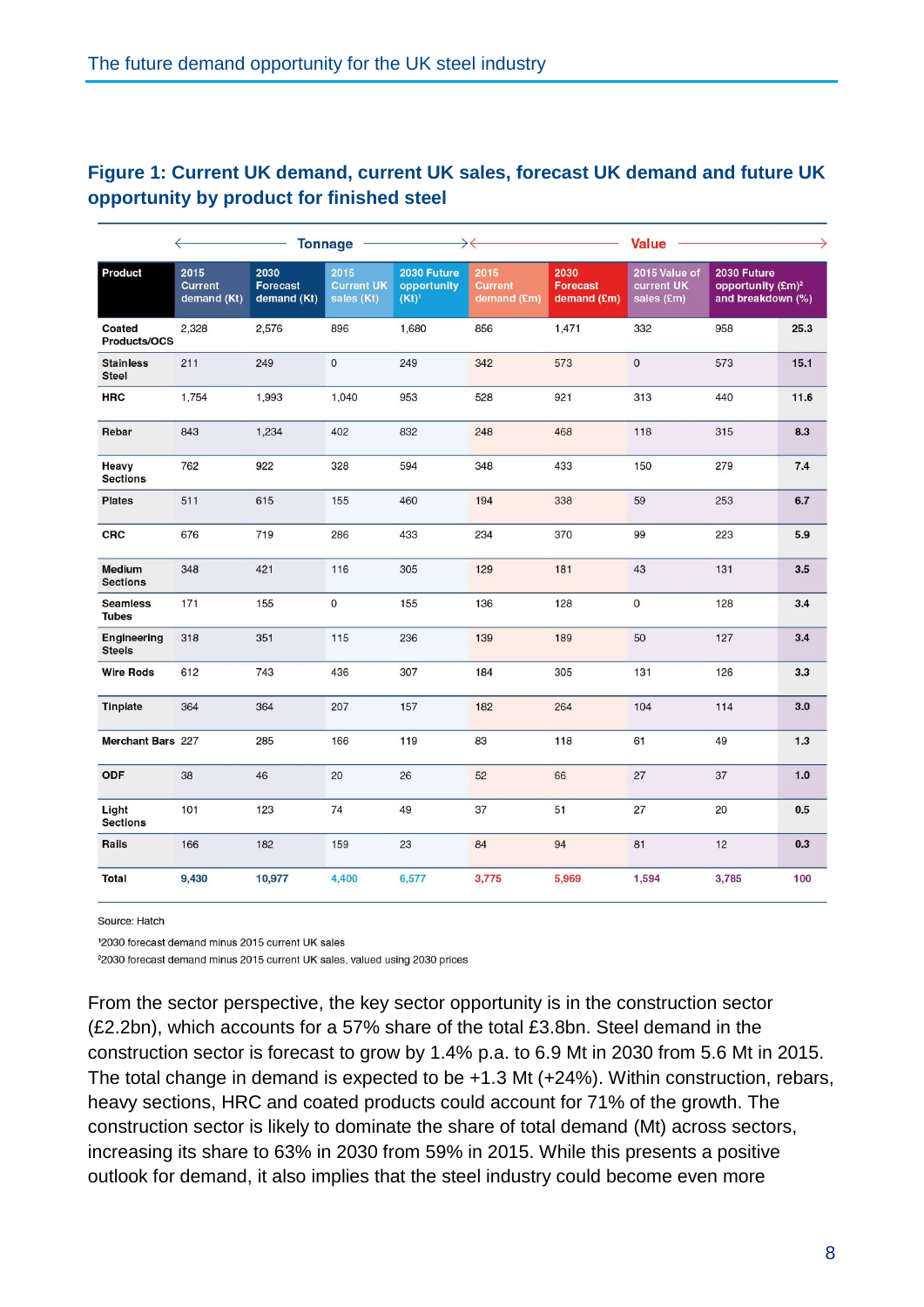## Figure 1: Current UK demand, current UK sales, forecast UK demand and future UK opportunity by product for finished steel

| | Tonnage | | | | Value | | | | |
|---|---|---|---|---|---|---|---|---|---|
| Product | 2015 Current demand (Kt) | 2030 Forecast demand (Kt) | 2015 Current UK sales (Kt) | 2030 Future opportunity (Kt)[1] | 2015 Current demand (£m) | 2030 Forecast demand (£m) | 2015 Value of current UK sales (£m) | 2030 Future opportunity (£m)[2] and breakdown (%) | |
| Coated Products/OCS | 2,328 | 2,576 | 896 | 1,680 | 856 | 1,471 | 332 | 958 | 25.3 |
| Stainless Steel | 211 | 249 | 0 | 249 | 342 | 573 | 0 | 573 | 15.1 |
| HRC | 1,754 | 1,993 | 1,040 | 953 | 528 | 921 | 313 | 440 | 11.6 |
| Rebar | 843 | 1,234 | 402 | 832 | 248 | 468 | 118 | 315 | 8.3 |
| Heavy Sections | 762 | 922 | 328 | 594 | 348 | 433 | 150 | 279 | 7.4 |
| Plates | 511 | 615 | 155 | 460 | 194 | 338 | 59 | 253 | 6.7 |
| CRC | 676 | 719 | 286 | 433 | 234 | 370 | 99 | 223 | 5.9 |
| Medium Sections | 348 | 421 | 116 | 305 | 129 | 181 | 43 | 131 | 3.5 |
| Seamless Tubes | 171 | 155 | 0 | 155 | 136 | 128 | 0 | 128 | 3.4 |
| Engineering Steels | 318 | 351 | 115 | 236 | 139 | 189 | 50 | 127 | 3.4 |
| Wire Rods | 612 | 743 | 436 | 307 | 184 | 305 | 131 | 126 | 3.3 |
| Tinplate | 364 | 364 | 207 | 157 | 182 | 264 | 104 | 114 | 3.0 |
| Merchant Bars | 227 | 285 | 166 | 119 | 83 | 118 | 61 | 49 | 1.3 |
| ODF | 38 | 46 | 20 | 26 | 52 | 66 | 27 | 37 | 1.0 |
| Light Sections | 101 | 123 | 74 | 49 | 37 | 51 | 27 | 20 | 0.5 |
| Rails | 166 | 182 | 159 | 23 | 84 | 94 | 81 | 12 | 0.3 |
| Total | 9,430 | 10,977 | 4,400 | 6,577 | 3,775 | 5,969 | 1,594 | 3,785 | 100 |

Source: Hatch

[1]2030 forecast demand minus 2015 current UK sales

[2]2030 forecast demand minus 2015 current UK sales, valued using 2030 prices

From the sector perspective, the key sector opportunity is in the construction sector (£2.2bn), which accounts for a 57% share of the total £3.8bn. Steel demand in the construction sector is forecast to grow by 1.4% p.a. to 6.9 Mt in 2030 from 5.6 Mt in 2015. The total change in demand is expected to be +1.3 Mt (+24%). Within construction, rebars, heavy sections, HRC and coated products could account for 71% of the growth. The construction sector is likely to dominate the share of total demand (Mt) across sectors, increasing its share to 63% in 2030 from 59% in 2015. While this presents a positive outlook for demand, it also implies that the steel industry could become even more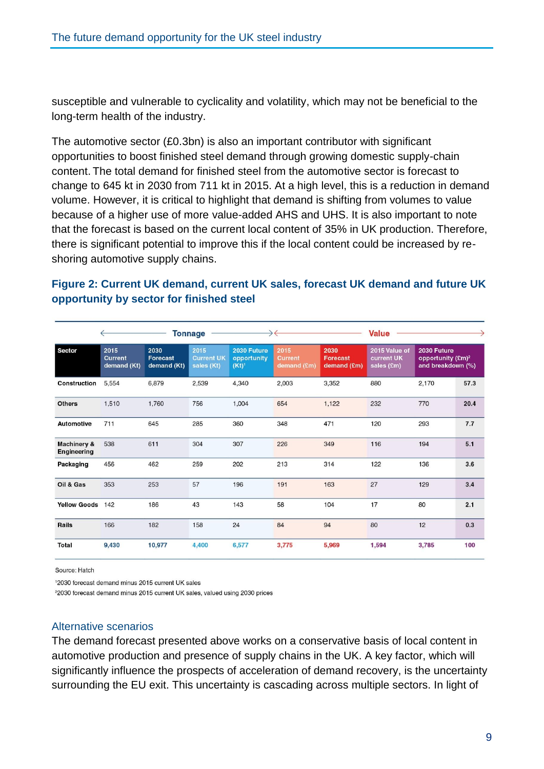susceptible and vulnerable to cyclicality and volatility, which may not be beneficial to the long-term health of the industry.

The automotive sector (£0.3bn) is also an important contributor with significant opportunities to boost finished steel demand through growing domestic supply-chain content. The total demand for finished steel from the automotive sector is forecast to change to 645 kt in 2030 from 711 kt in 2015. At a high level, this is a reduction in demand volume. However, it is critical to highlight that demand is shifting from volumes to value because of a higher use of more value-added AHS and UHS. It is also important to note that the forecast is based on the current local content of 35% in UK production. Therefore, there is significant potential to improve this if the local content could be increased by re-shoring automotive supply chains.

**Figure 2: Current UK demand, current UK sales, forecast UK demand and future UK opportunity by sector for finished steel**

| | Tonnage | | | | Value | | | | |
|---|---|---|---|---|---|---|---|---|---|
| Sector | 2015 Current demand (Kt) | 2030 Forecast demand (Kt) | 2015 Current UK sales (Kt) | 2030 Future opportunity (Kt)[1] | 2015 Current demand (£m) | 2030 Forecast demand (£m) | 2015 Value of current UK sales (£m) | 2030 Future opportunity (£m)[2] and breakdown (%) | |
| Construction | 5,554 | 6,879 | 2,539 | 4,340 | 2,003 | 3,352 | 880 | 2,170 | 57.3 |
| Others | 1,510 | 1,760 | 756 | 1,004 | 654 | 1,122 | 232 | 770 | 20.4 |
| Automotive | 711 | 645 | 285 | 360 | 348 | 471 | 120 | 293 | 7.7 |
| Machinery & Engineering | 538 | 611 | 304 | 307 | 226 | 349 | 116 | 194 | 5.1 |
| Packaging | 456 | 462 | 259 | 202 | 213 | 314 | 122 | 136 | 3.6 |
| Oil & Gas | 353 | 253 | 57 | 196 | 191 | 163 | 27 | 129 | 3.4 |
| Yellow Goods | 142 | 186 | 43 | 143 | 58 | 104 | 17 | 80 | 2.1 |
| Rails | 166 | 182 | 158 | 24 | 84 | 94 | 80 | 12 | 0.3 |
| Total | 9,430 | 10,977 | 4,400 | 6,577 | 3,775 | 5,969 | 1,594 | 3,785 | 100 |

Source: Hatch

[1]2030 forecast demand minus 2015 current UK sales

[2]2030 forecast demand minus 2015 current UK sales, valued using 2030 prices

## Alternative scenarios

The demand forecast presented above works on a conservative basis of local content in automotive production and presence of supply chains in the UK. A key factor, which will significantly influence the prospects of acceleration of demand recovery, is the uncertainty surrounding the EU exit. This uncertainty is cascading across multiple sectors. In light of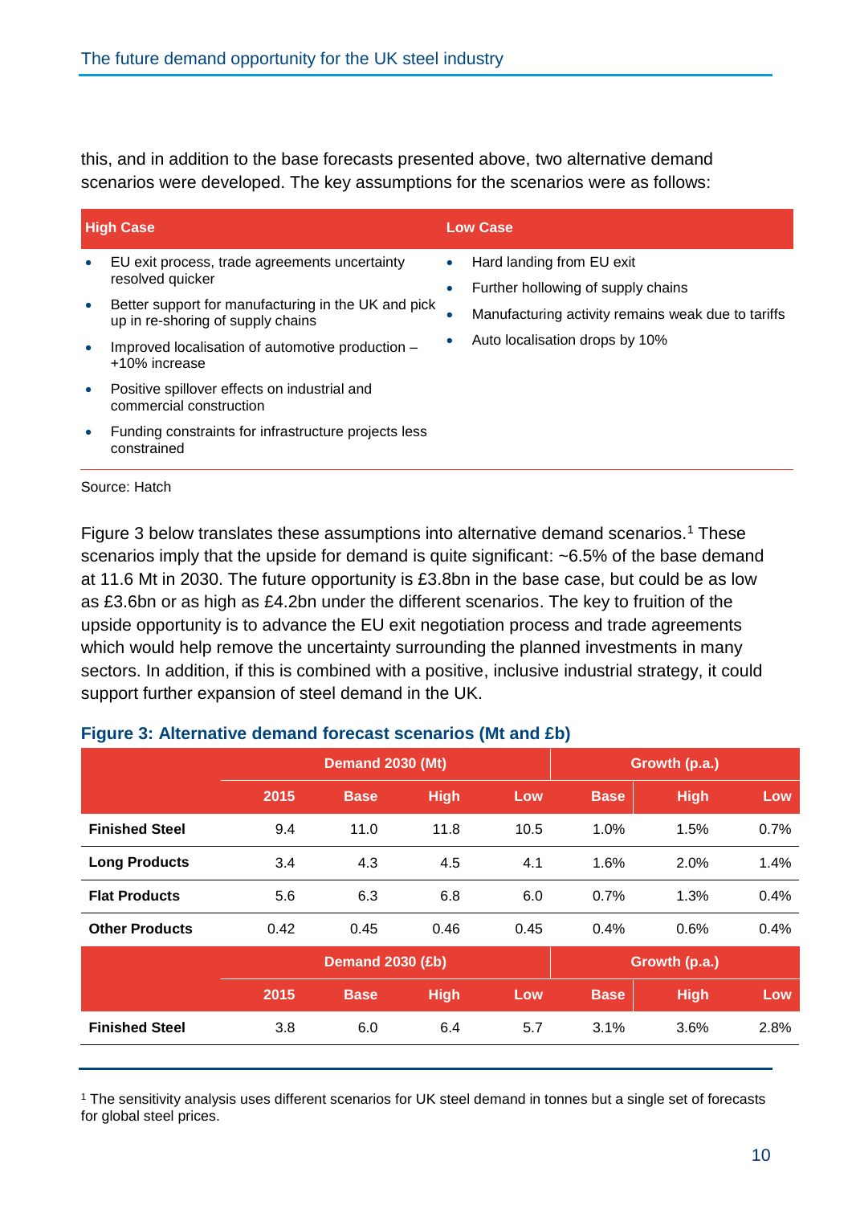this, and in addition to the base forecasts presented above, two alternative demand scenarios were developed. The key assumptions for the scenarios were as follows:

| High Case | Low Case |
|---|---|
| • EU exit process, trade agreements uncertainty resolved quicker<br>• Better support for manufacturing in the UK and pick up in re-shoring of supply chains<br>• Improved localisation of automotive production – +10% increase<br>• Positive spillover effects on industrial and commercial construction<br>• Funding constraints for infrastructure projects less constrained | • Hard landing from EU exit<br>• Further hollowing of supply chains<br>• Manufacturing activity remains weak due to tariffs<br>• Auto localisation drops by 10% |

Source: Hatch

Figure 3 below translates these assumptions into alternative demand scenarios.[1] These scenarios imply that the upside for demand is quite significant: ~6.5% of the base demand at 11.6 Mt in 2030. The future opportunity is £3.8bn in the base case, but could be as low as £3.6bn or as high as £4.2bn under the different scenarios. The key to fruition of the upside opportunity is to advance the EU exit negotiation process and trade agreements which would help remove the uncertainty surrounding the planned investments in many sectors. In addition, if this is combined with a positive, inclusive industrial strategy, it could support further expansion of steel demand in the UK.

**Figure 3: Alternative demand forecast scenarios (Mt and £b)**

| | Demand 2030 (Mt) | | | | Growth (p.a.) | | |
|---|---|---|---|---|---|---|---|
| | **2015** | **Base** | **High** | **Low** | **Base** | **High** | **Low** |
| **Finished Steel** | 9.4 | 11.0 | 11.8 | 10.5 | 1.0% | 1.5% | 0.7% |
| **Long Products** | 3.4 | 4.3 | 4.5 | 4.1 | 1.6% | 2.0% | 1.4% |
| **Flat Products** | 5.6 | 6.3 | 6.8 | 6.0 | 0.7% | 1.3% | 0.4% |
| **Other Products** | 0.42 | 0.45 | 0.46 | 0.45 | 0.4% | 0.6% | 0.4% |
| | **Demand 2030 (£b)** | | | | **Growth (p.a.)** | | |
| | **2015** | **Base** | **High** | **Low** | **Base** | **High** | **Low** |
| **Finished Steel** | 3.8 | 6.0 | 6.4 | 5.7 | 3.1% | 3.6% | 2.8% |

[1] The sensitivity analysis uses different scenarios for UK steel demand in tonnes but a single set of forecasts for global steel prices.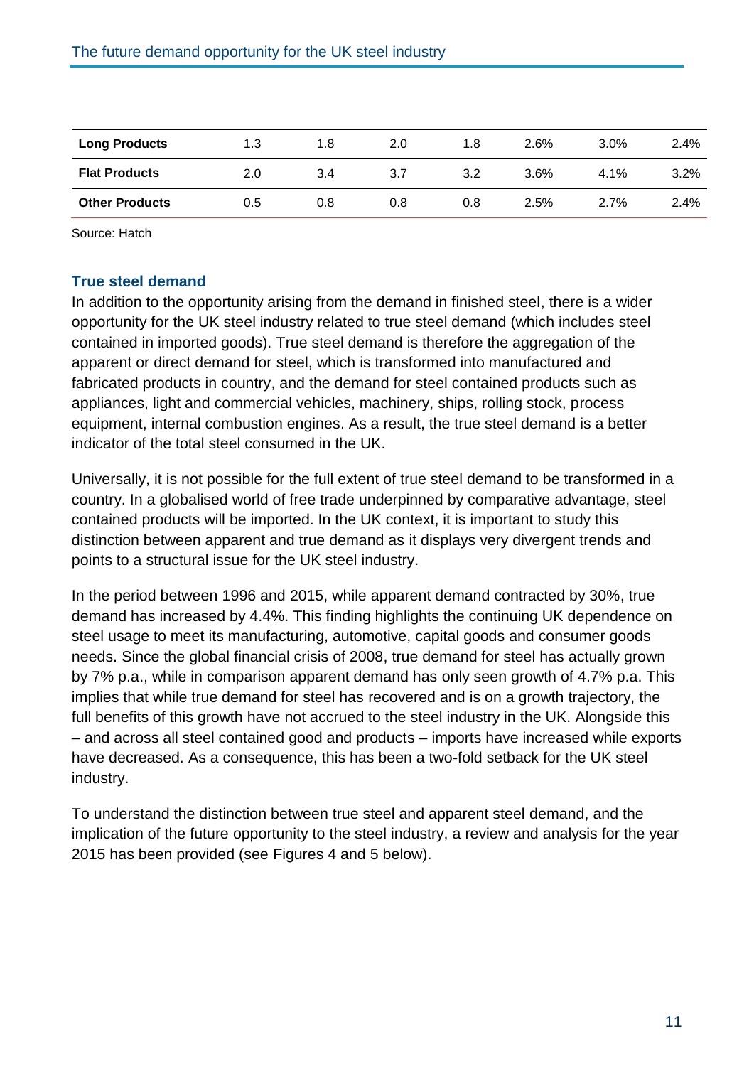| | | | | | | | |
|---|---|---|---|---|---|---|---|
| **Long Products** | 1.3 | 1.8 | 2.0 | 1.8 | 2.6% | 3.0% | 2.4% |
| **Flat Products** | 2.0 | 3.4 | 3.7 | 3.2 | 3.6% | 4.1% | 3.2% |
| **Other Products** | 0.5 | 0.8 | 0.8 | 0.8 | 2.5% | 2.7% | 2.4% |

Source: Hatch

### True steel demand

In addition to the opportunity arising from the demand in finished steel, there is a wider opportunity for the UK steel industry related to true steel demand (which includes steel contained in imported goods). True steel demand is therefore the aggregation of the apparent or direct demand for steel, which is transformed into manufactured and fabricated products in country, and the demand for steel contained products such as appliances, light and commercial vehicles, machinery, ships, rolling stock, process equipment, internal combustion engines. As a result, the true steel demand is a better indicator of the total steel consumed in the UK.

Universally, it is not possible for the full extent of true steel demand to be transformed in a country. In a globalised world of free trade underpinned by comparative advantage, steel contained products will be imported. In the UK context, it is important to study this distinction between apparent and true demand as it displays very divergent trends and points to a structural issue for the UK steel industry.

In the period between 1996 and 2015, while apparent demand contracted by 30%, true demand has increased by 4.4%. This finding highlights the continuing UK dependence on steel usage to meet its manufacturing, automotive, capital goods and consumer goods needs. Since the global financial crisis of 2008, true demand for steel has actually grown by 7% p.a., while in comparison apparent demand has only seen growth of 4.7% p.a. This implies that while true demand for steel has recovered and is on a growth trajectory, the full benefits of this growth have not accrued to the steel industry in the UK. Alongside this – and across all steel contained good and products – imports have increased while exports have decreased. As a consequence, this has been a two-fold setback for the UK steel industry.

To understand the distinction between true steel and apparent steel demand, and the implication of the future opportunity to the steel industry, a review and analysis for the year 2015 has been provided (see Figures 4 and 5 below).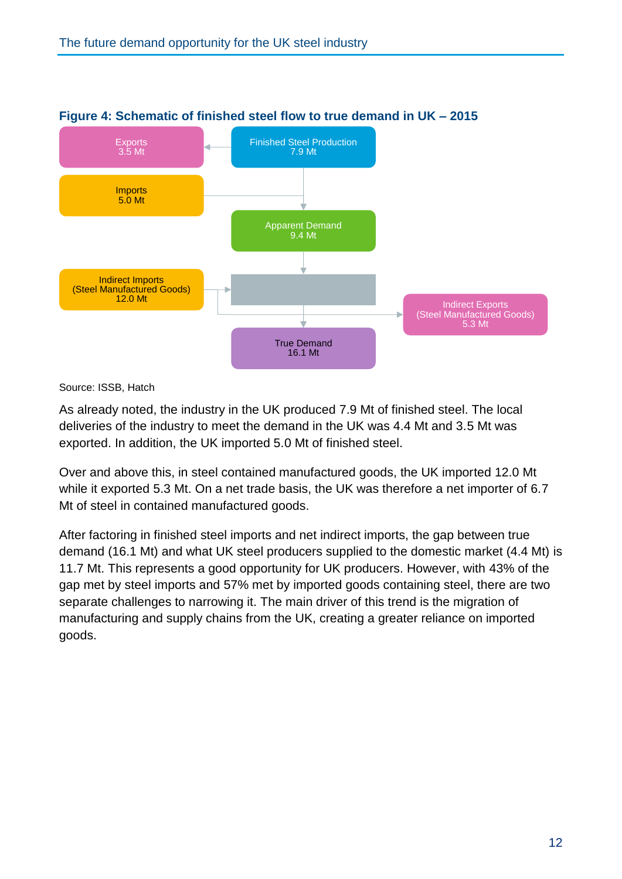**Figure 4: Schematic of finished steel flow to true demand in UK – 2015**

Exports
3.5 Mt

Finished Steel Production
7.9 Mt

Imports
5.0 Mt

Apparent Demand
9.4 Mt

Indirect Imports
(Steel Manufactured Goods)
12.0 Mt

Indirect Exports
(Steel Manufactured Goods)
5.3 Mt

True Demand
16.1 Mt

Source: ISSB, Hatch

As already noted, the industry in the UK produced 7.9 Mt of finished steel. The local deliveries of the industry to meet the demand in the UK was 4.4 Mt and 3.5 Mt was exported. In addition, the UK imported 5.0 Mt of finished steel.

Over and above this, in steel contained manufactured goods, the UK imported 12.0 Mt while it exported 5.3 Mt. On a net trade basis, the UK was therefore a net importer of 6.7 Mt of steel in contained manufactured goods.

After factoring in finished steel imports and net indirect imports, the gap between true demand (16.1 Mt) and what UK steel producers supplied to the domestic market (4.4 Mt) is 11.7 Mt. This represents a good opportunity for UK producers. However, with 43% of the gap met by steel imports and 57% met by imported goods containing steel, there are two separate challenges to narrowing it. The main driver of this trend is the migration of manufacturing and supply chains from the UK, creating a greater reliance on imported goods.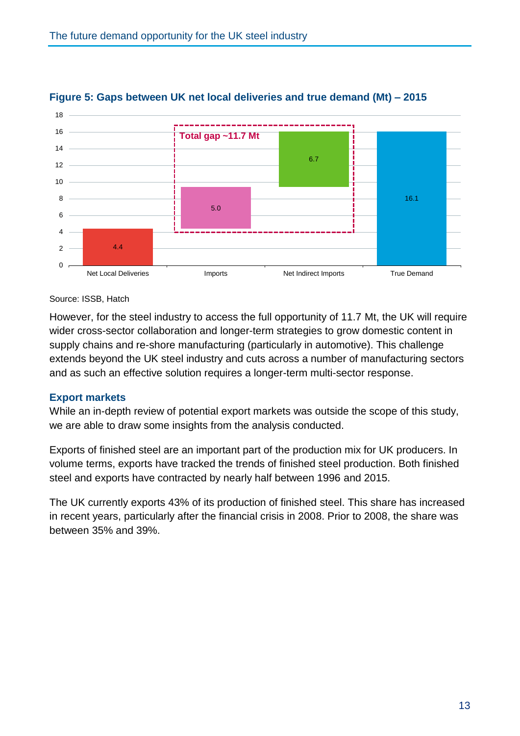**Figure 5: Gaps between UK net local deliveries and true demand (Mt) – 2015**

| | Net Local Deliveries | Imports | Net Indirect Imports | True Demand |
|---|---|---|---|---|
| Mt | 4.4 | 5.0 | 6.7 | 16.1 |

Total gap ~11.7 Mt

Source: ISSB, Hatch

However, for the steel industry to access the full opportunity of 11.7 Mt, the UK will require wider cross-sector collaboration and longer-term strategies to grow domestic content in supply chains and re-shore manufacturing (particularly in automotive). This challenge extends beyond the UK steel industry and cuts across a number of manufacturing sectors and as such an effective solution requires a longer-term multi-sector response.

### Export markets

While an in-depth review of potential export markets was outside the scope of this study, we are able to draw some insights from the analysis conducted.

Exports of finished steel are an important part of the production mix for UK producers. In volume terms, exports have tracked the trends of finished steel production. Both finished steel and exports have contracted by nearly half between 1996 and 2015.

The UK currently exports 43% of its production of finished steel. This share has increased in recent years, particularly after the financial crisis in 2008. Prior to 2008, the share was between 35% and 39%.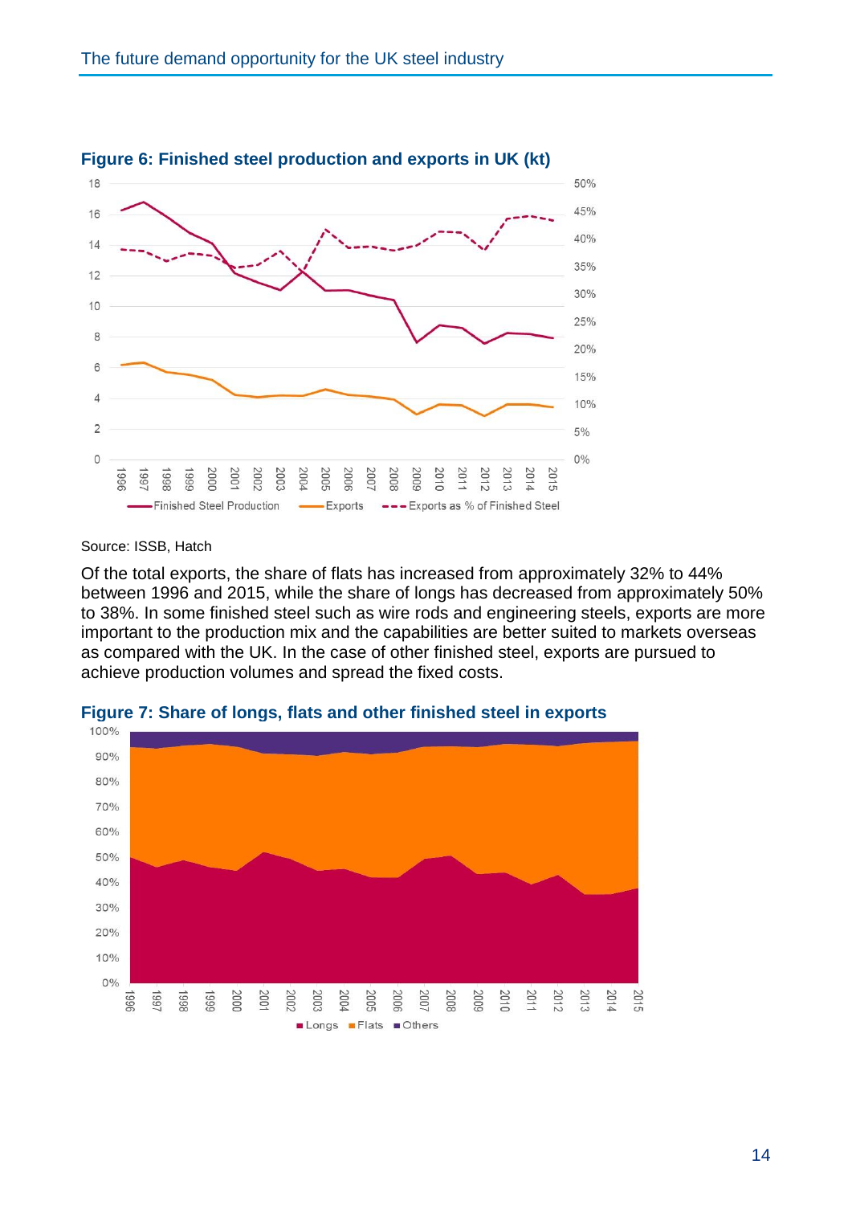**Figure 6: Finished steel production and exports in UK (kt)**

Source: ISSB, Hatch

Of the total exports, the share of flats has increased from approximately 32% to 44% between 1996 and 2015, while the share of longs has decreased from approximately 50% to 38%. In some finished steel such as wire rods and engineering steels, exports are more important to the production mix and the capabilities are better suited to markets overseas as compared with the UK. In the case of other finished steel, exports are pursued to achieve production volumes and spread the fixed costs.

**Figure 7: Share of longs, flats and other finished steel in exports**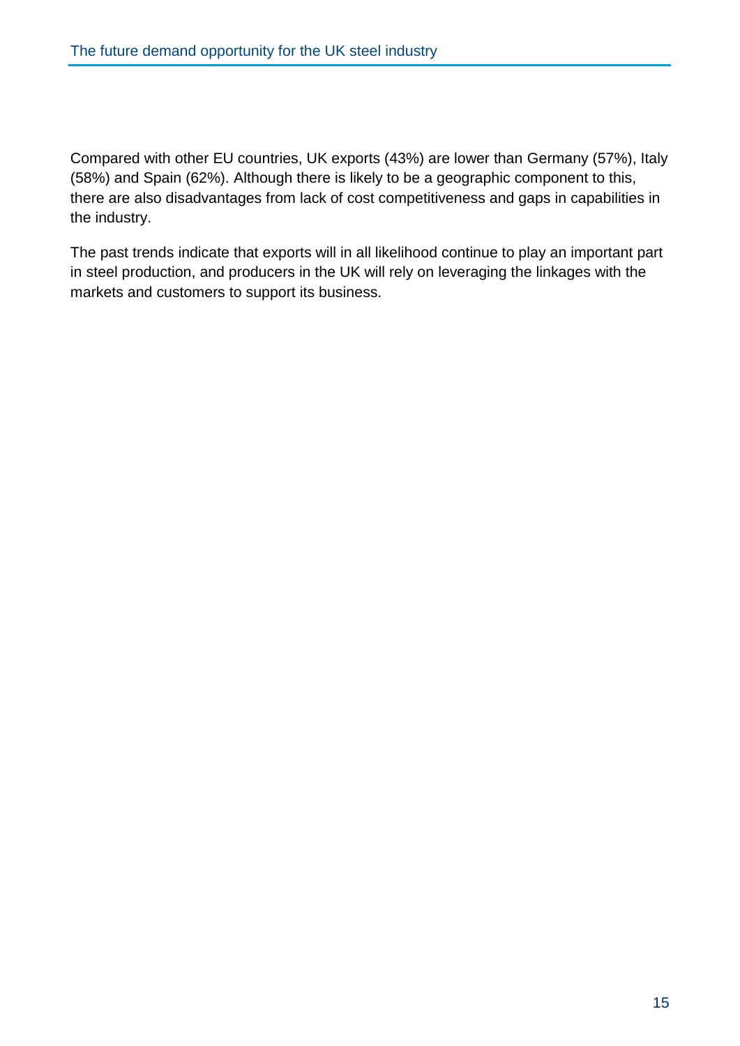Compared with other EU countries, UK exports (43%) are lower than Germany (57%), Italy (58%) and Spain (62%). Although there is likely to be a geographic component to this, there are also disadvantages from lack of cost competitiveness and gaps in capabilities in the industry.

The past trends indicate that exports will in all likelihood continue to play an important part in steel production, and producers in the UK will rely on leveraging the linkages with the markets and customers to support its business.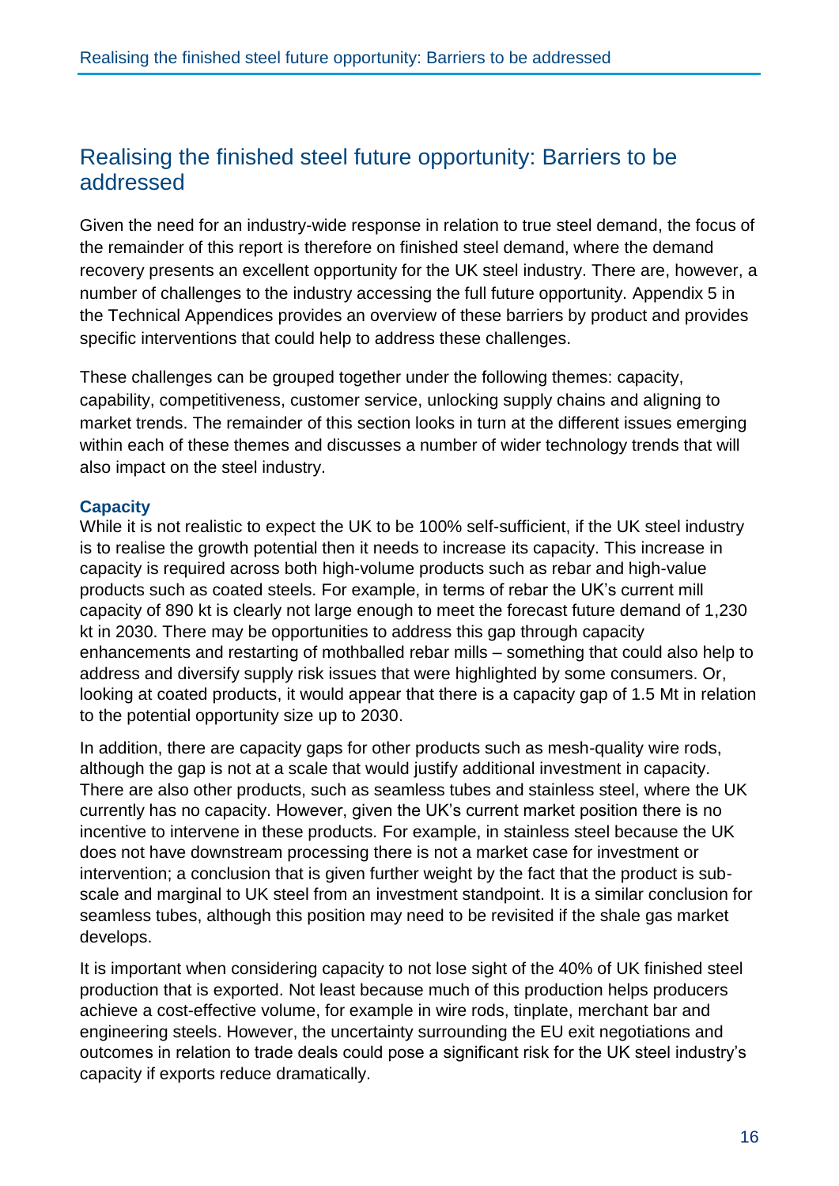## Realising the finished steel future opportunity: Barriers to be addressed

Given the need for an industry-wide response in relation to true steel demand, the focus of the remainder of this report is therefore on finished steel demand, where the demand recovery presents an excellent opportunity for the UK steel industry. There are, however, a number of challenges to the industry accessing the full future opportunity. Appendix 5 in the Technical Appendices provides an overview of these barriers by product and provides specific interventions that could help to address these challenges.

These challenges can be grouped together under the following themes: capacity, capability, competitiveness, customer service, unlocking supply chains and aligning to market trends. The remainder of this section looks in turn at the different issues emerging within each of these themes and discusses a number of wider technology trends that will also impact on the steel industry.

### Capacity

While it is not realistic to expect the UK to be 100% self-sufficient, if the UK steel industry is to realise the growth potential then it needs to increase its capacity. This increase in capacity is required across both high-volume products such as rebar and high-value products such as coated steels. For example, in terms of rebar the UK's current mill capacity of 890 kt is clearly not large enough to meet the forecast future demand of 1,230 kt in 2030. There may be opportunities to address this gap through capacity enhancements and restarting of mothballed rebar mills – something that could also help to address and diversify supply risk issues that were highlighted by some consumers. Or, looking at coated products, it would appear that there is a capacity gap of 1.5 Mt in relation to the potential opportunity size up to 2030.

In addition, there are capacity gaps for other products such as mesh-quality wire rods, although the gap is not at a scale that would justify additional investment in capacity. There are also other products, such as seamless tubes and stainless steel, where the UK currently has no capacity. However, given the UK's current market position there is no incentive to intervene in these products. For example, in stainless steel because the UK does not have downstream processing there is not a market case for investment or intervention; a conclusion that is given further weight by the fact that the product is sub-scale and marginal to UK steel from an investment standpoint. It is a similar conclusion for seamless tubes, although this position may need to be revisited if the shale gas market develops.

It is important when considering capacity to not lose sight of the 40% of UK finished steel production that is exported. Not least because much of this production helps producers achieve a cost-effective volume, for example in wire rods, tinplate, merchant bar and engineering steels. However, the uncertainty surrounding the EU exit negotiations and outcomes in relation to trade deals could pose a significant risk for the UK steel industry's capacity if exports reduce dramatically.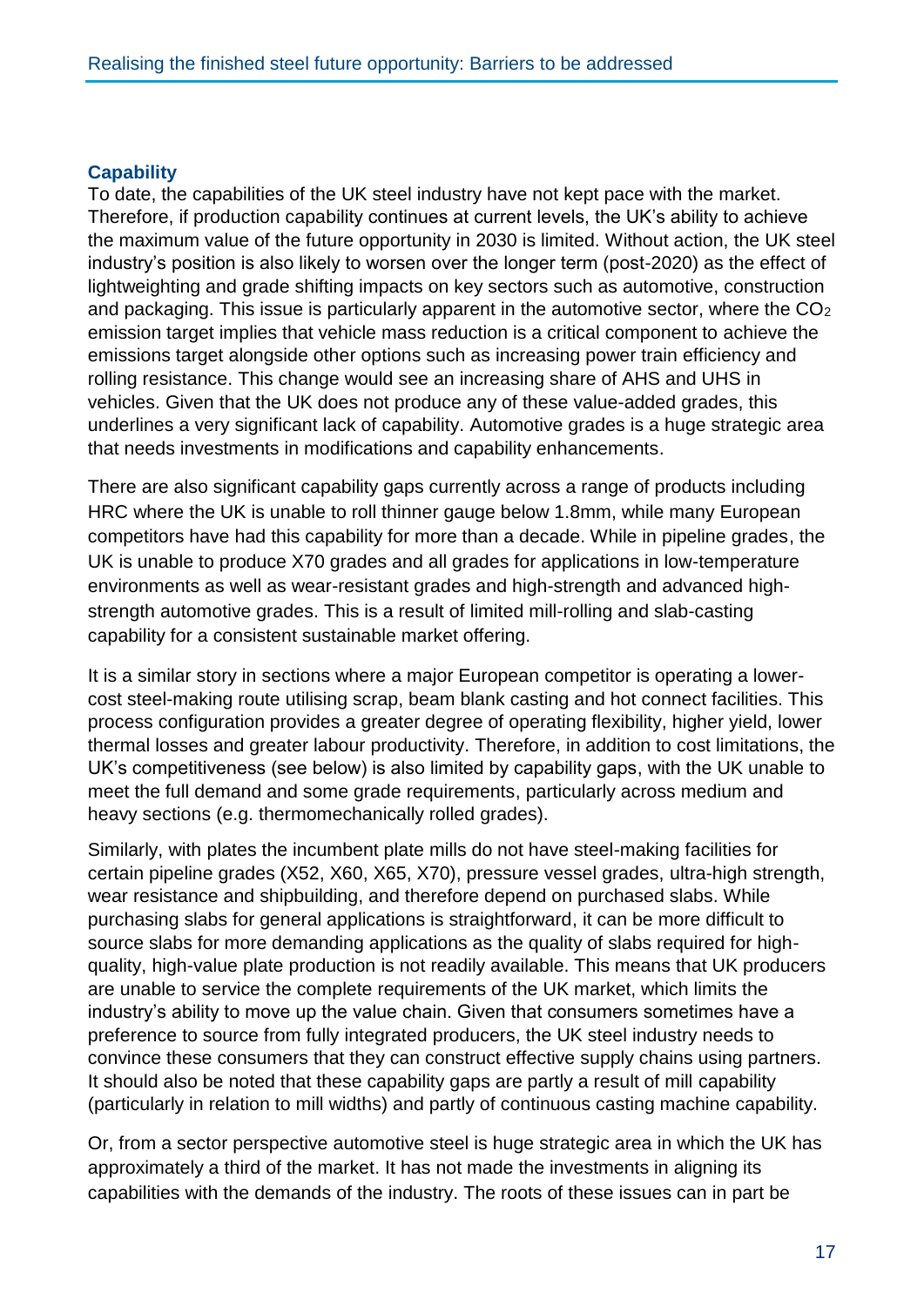### Capability

To date, the capabilities of the UK steel industry have not kept pace with the market. Therefore, if production capability continues at current levels, the UK's ability to achieve the maximum value of the future opportunity in 2030 is limited. Without action, the UK steel industry's position is also likely to worsen over the longer term (post-2020) as the effect of lightweighting and grade shifting impacts on key sectors such as automotive, construction and packaging. This issue is particularly apparent in the automotive sector, where the $CO_2$ emission target implies that vehicle mass reduction is a critical component to achieve the emissions target alongside other options such as increasing power train efficiency and rolling resistance. This change would see an increasing share of AHS and UHS in vehicles. Given that the UK does not produce any of these value-added grades, this underlines a very significant lack of capability. Automotive grades is a huge strategic area that needs investments in modifications and capability enhancements.

There are also significant capability gaps currently across a range of products including HRC where the UK is unable to roll thinner gauge below 1.8mm, while many European competitors have had this capability for more than a decade. While in pipeline grades, the UK is unable to produce X70 grades and all grades for applications in low-temperature environments as well as wear-resistant grades and high-strength and advanced high-strength automotive grades. This is a result of limited mill-rolling and slab-casting capability for a consistent sustainable market offering.

It is a similar story in sections where a major European competitor is operating a lower-cost steel-making route utilising scrap, beam blank casting and hot connect facilities. This process configuration provides a greater degree of operating flexibility, higher yield, lower thermal losses and greater labour productivity. Therefore, in addition to cost limitations, the UK's competitiveness (see below) is also limited by capability gaps, with the UK unable to meet the full demand and some grade requirements, particularly across medium and heavy sections (e.g. thermomechanically rolled grades).

Similarly, with plates the incumbent plate mills do not have steel-making facilities for certain pipeline grades (X52, X60, X65, X70), pressure vessel grades, ultra-high strength, wear resistance and shipbuilding, and therefore depend on purchased slabs. While purchasing slabs for general applications is straightforward, it can be more difficult to source slabs for more demanding applications as the quality of slabs required for high-quality, high-value plate production is not readily available. This means that UK producers are unable to service the complete requirements of the UK market, which limits the industry's ability to move up the value chain. Given that consumers sometimes have a preference to source from fully integrated producers, the UK steel industry needs to convince these consumers that they can construct effective supply chains using partners. It should also be noted that these capability gaps are partly a result of mill capability (particularly in relation to mill widths) and partly of continuous casting machine capability.

Or, from a sector perspective automotive steel is huge strategic area in which the UK has approximately a third of the market. It has not made the investments in aligning its capabilities with the demands of the industry. The roots of these issues can in part be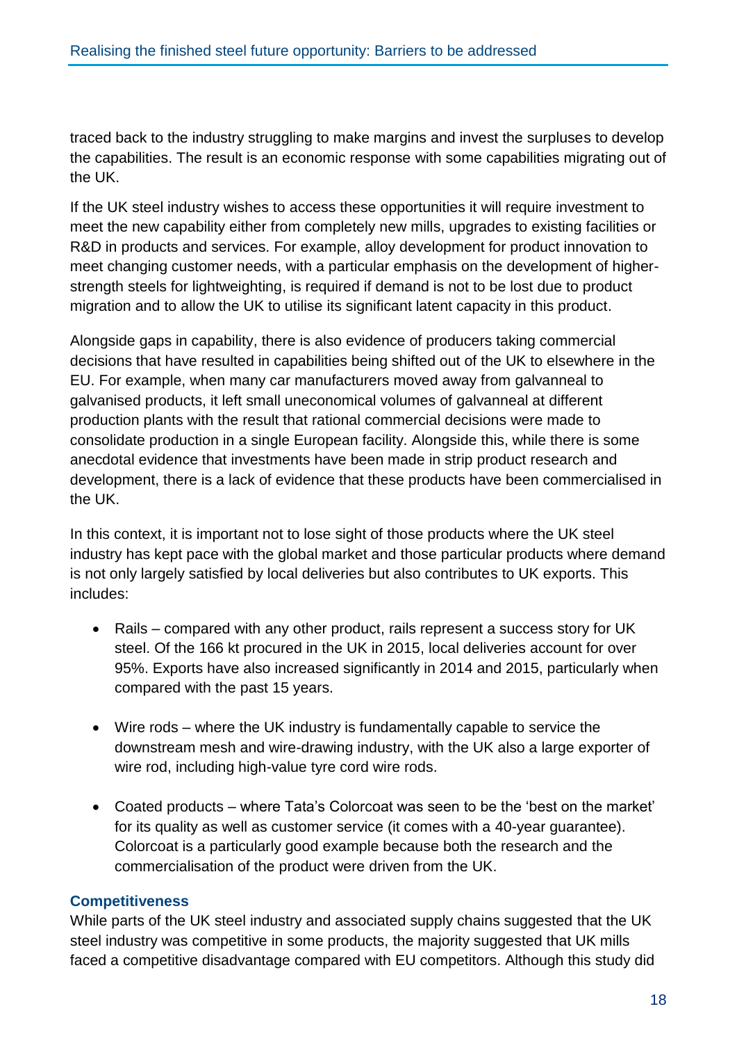traced back to the industry struggling to make margins and invest the surpluses to develop the capabilities. The result is an economic response with some capabilities migrating out of the UK.

If the UK steel industry wishes to access these opportunities it will require investment to meet the new capability either from completely new mills, upgrades to existing facilities or R&D in products and services. For example, alloy development for product innovation to meet changing customer needs, with a particular emphasis on the development of higher-strength steels for lightweighting, is required if demand is not to be lost due to product migration and to allow the UK to utilise its significant latent capacity in this product.

Alongside gaps in capability, there is also evidence of producers taking commercial decisions that have resulted in capabilities being shifted out of the UK to elsewhere in the EU. For example, when many car manufacturers moved away from galvanneal to galvanised products, it left small uneconomical volumes of galvanneal at different production plants with the result that rational commercial decisions were made to consolidate production in a single European facility. Alongside this, while there is some anecdotal evidence that investments have been made in strip product research and development, there is a lack of evidence that these products have been commercialised in the UK.

In this context, it is important not to lose sight of those products where the UK steel industry has kept pace with the global market and those particular products where demand is not only largely satisfied by local deliveries but also contributes to UK exports. This includes:

- Rails – compared with any other product, rails represent a success story for UK steel. Of the 166 kt procured in the UK in 2015, local deliveries account for over 95%. Exports have also increased significantly in 2014 and 2015, particularly when compared with the past 15 years.
- Wire rods – where the UK industry is fundamentally capable to service the downstream mesh and wire-drawing industry, with the UK also a large exporter of wire rod, including high-value tyre cord wire rods.
- Coated products – where Tata's Colorcoat was seen to be the 'best on the market' for its quality as well as customer service (it comes with a 40-year guarantee). Colorcoat is a particularly good example because both the research and the commercialisation of the product were driven from the UK.

### Competitiveness

While parts of the UK steel industry and associated supply chains suggested that the UK steel industry was competitive in some products, the majority suggested that UK mills faced a competitive disadvantage compared with EU competitors. Although this study did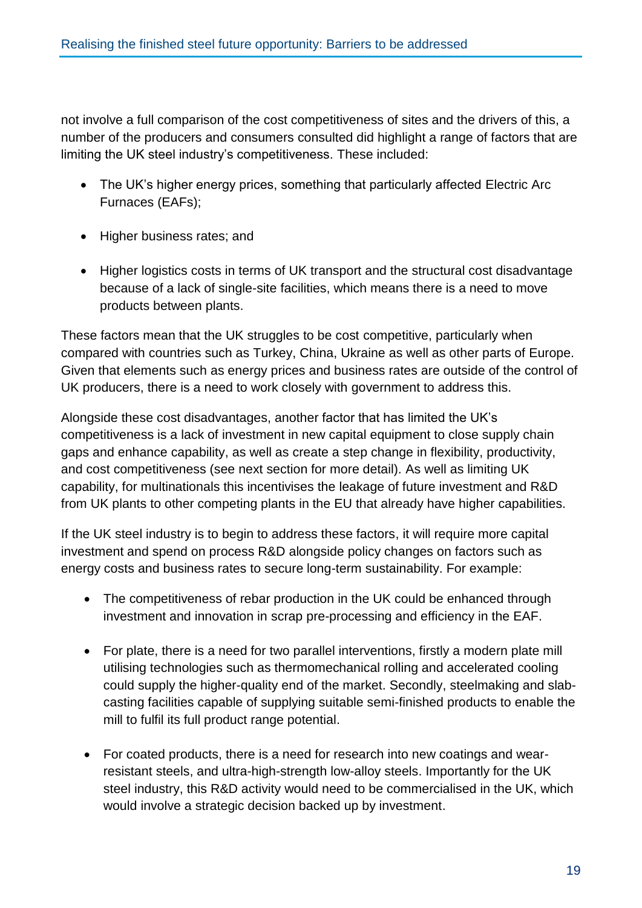not involve a full comparison of the cost competitiveness of sites and the drivers of this, a number of the producers and consumers consulted did highlight a range of factors that are limiting the UK steel industry's competitiveness. These included:

- The UK's higher energy prices, something that particularly affected Electric Arc Furnaces (EAFs);
- Higher business rates; and
- Higher logistics costs in terms of UK transport and the structural cost disadvantage because of a lack of single-site facilities, which means there is a need to move products between plants.

These factors mean that the UK struggles to be cost competitive, particularly when compared with countries such as Turkey, China, Ukraine as well as other parts of Europe. Given that elements such as energy prices and business rates are outside of the control of UK producers, there is a need to work closely with government to address this.

Alongside these cost disadvantages, another factor that has limited the UK's competitiveness is a lack of investment in new capital equipment to close supply chain gaps and enhance capability, as well as create a step change in flexibility, productivity, and cost competitiveness (see next section for more detail). As well as limiting UK capability, for multinationals this incentivises the leakage of future investment and R&D from UK plants to other competing plants in the EU that already have higher capabilities.

If the UK steel industry is to begin to address these factors, it will require more capital investment and spend on process R&D alongside policy changes on factors such as energy costs and business rates to secure long-term sustainability. For example:

- The competitiveness of rebar production in the UK could be enhanced through investment and innovation in scrap pre-processing and efficiency in the EAF.
- For plate, there is a need for two parallel interventions, firstly a modern plate mill utilising technologies such as thermomechanical rolling and accelerated cooling could supply the higher-quality end of the market. Secondly, steelmaking and slab-casting facilities capable of supplying suitable semi-finished products to enable the mill to fulfil its full product range potential.
- For coated products, there is a need for research into new coatings and wear-resistant steels, and ultra-high-strength low-alloy steels. Importantly for the UK steel industry, this R&D activity would need to be commercialised in the UK, which would involve a strategic decision backed up by investment.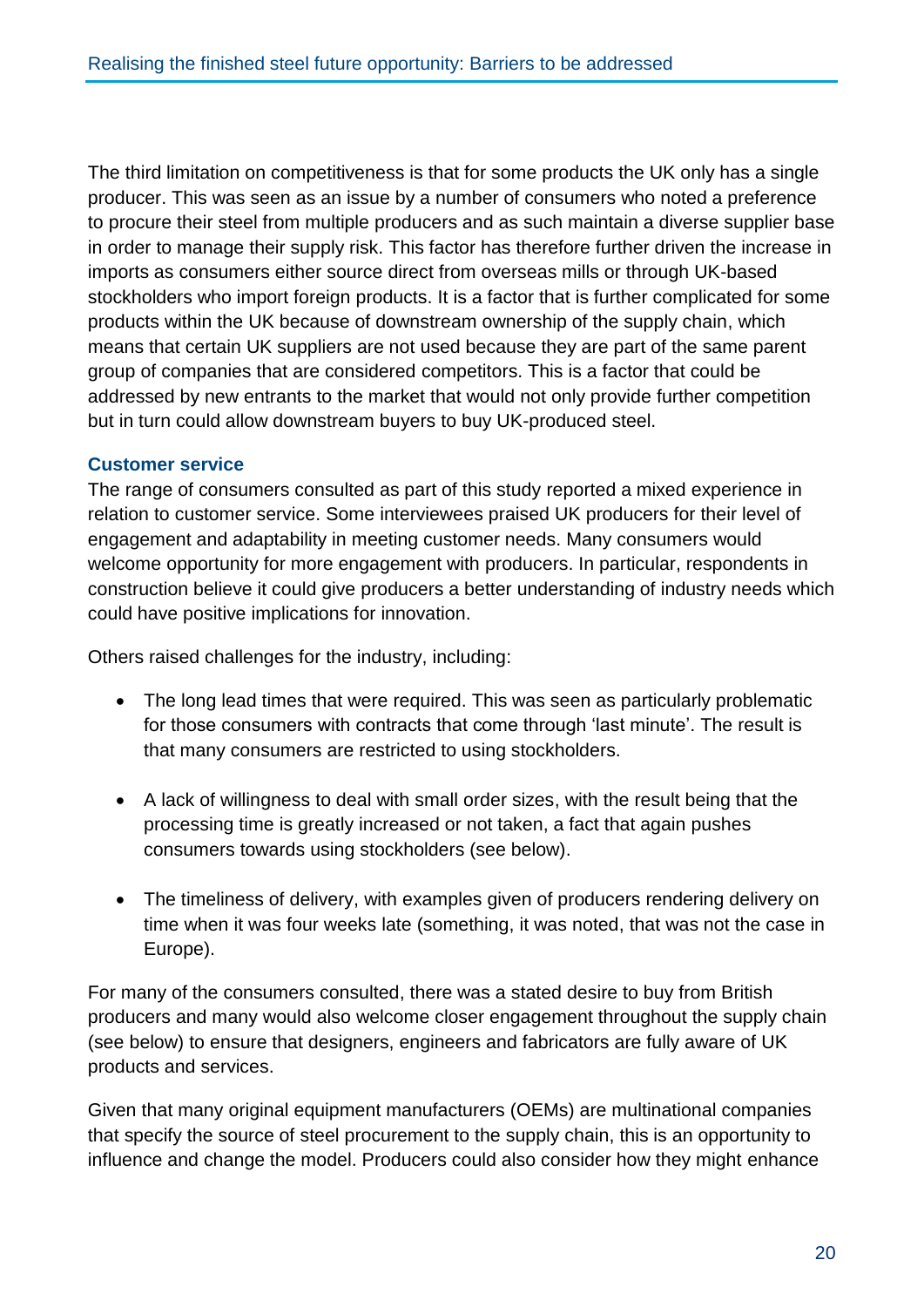The third limitation on competitiveness is that for some products the UK only has a single producer. This was seen as an issue by a number of consumers who noted a preference to procure their steel from multiple producers and as such maintain a diverse supplier base in order to manage their supply risk. This factor has therefore further driven the increase in imports as consumers either source direct from overseas mills or through UK-based stockholders who import foreign products. It is a factor that is further complicated for some products within the UK because of downstream ownership of the supply chain, which means that certain UK suppliers are not used because they are part of the same parent group of companies that are considered competitors. This is a factor that could be addressed by new entrants to the market that would not only provide further competition but in turn could allow downstream buyers to buy UK-produced steel.

### Customer service

The range of consumers consulted as part of this study reported a mixed experience in relation to customer service. Some interviewees praised UK producers for their level of engagement and adaptability in meeting customer needs. Many consumers would welcome opportunity for more engagement with producers. In particular, respondents in construction believe it could give producers a better understanding of industry needs which could have positive implications for innovation.

Others raised challenges for the industry, including:

- The long lead times that were required. This was seen as particularly problematic for those consumers with contracts that come through 'last minute'. The result is that many consumers are restricted to using stockholders.
- A lack of willingness to deal with small order sizes, with the result being that the processing time is greatly increased or not taken, a fact that again pushes consumers towards using stockholders (see below).
- The timeliness of delivery, with examples given of producers rendering delivery on time when it was four weeks late (something, it was noted, that was not the case in Europe).

For many of the consumers consulted, there was a stated desire to buy from British producers and many would also welcome closer engagement throughout the supply chain (see below) to ensure that designers, engineers and fabricators are fully aware of UK products and services.

Given that many original equipment manufacturers (OEMs) are multinational companies that specify the source of steel procurement to the supply chain, this is an opportunity to influence and change the model. Producers could also consider how they might enhance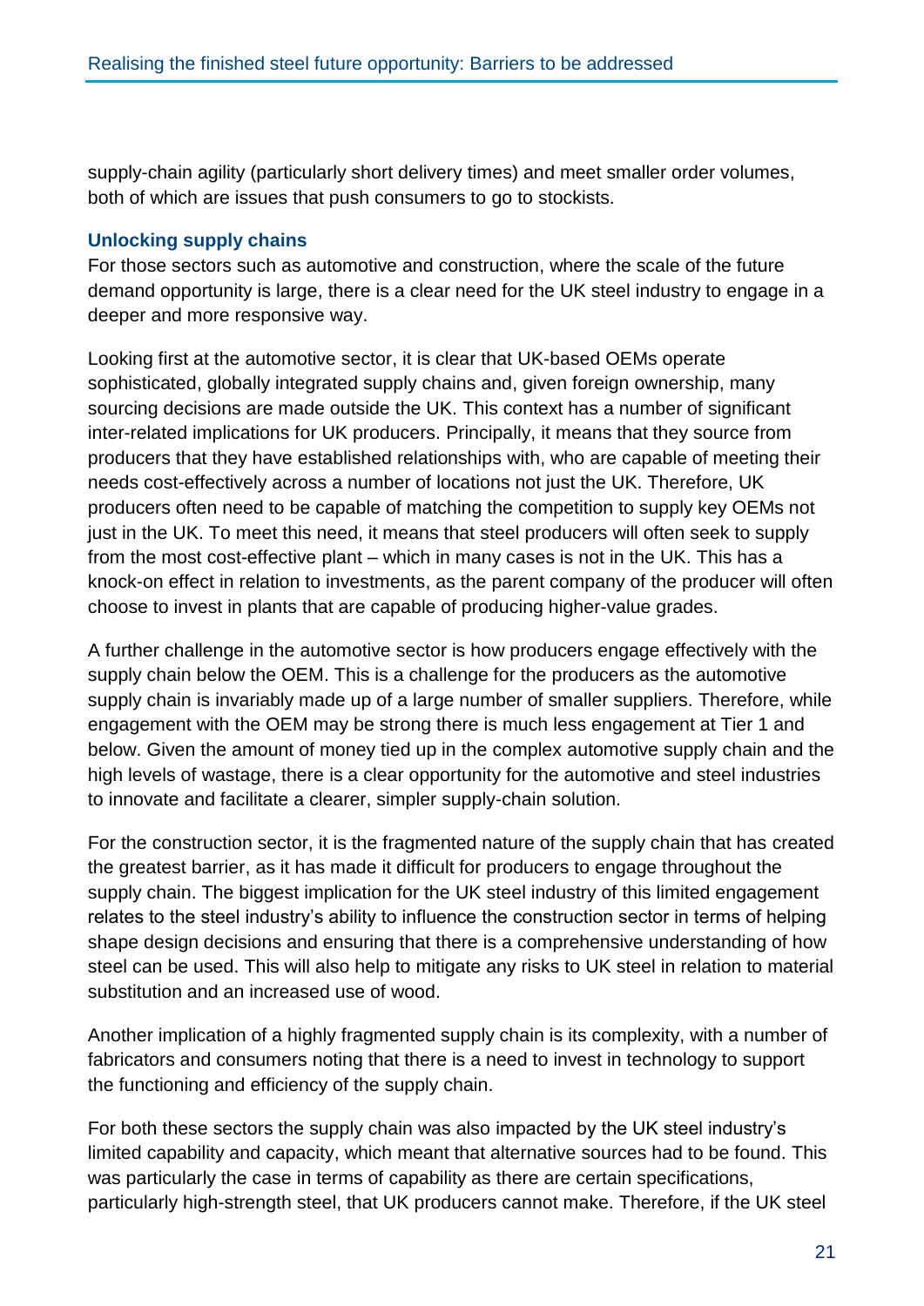supply-chain agility (particularly short delivery times) and meet smaller order volumes, both of which are issues that push consumers to go to stockists.

### Unlocking supply chains

For those sectors such as automotive and construction, where the scale of the future demand opportunity is large, there is a clear need for the UK steel industry to engage in a deeper and more responsive way.

Looking first at the automotive sector, it is clear that UK-based OEMs operate sophisticated, globally integrated supply chains and, given foreign ownership, many sourcing decisions are made outside the UK. This context has a number of significant inter-related implications for UK producers. Principally, it means that they source from producers that they have established relationships with, who are capable of meeting their needs cost-effectively across a number of locations not just the UK. Therefore, UK producers often need to be capable of matching the competition to supply key OEMs not just in the UK. To meet this need, it means that steel producers will often seek to supply from the most cost-effective plant – which in many cases is not in the UK. This has a knock-on effect in relation to investments, as the parent company of the producer will often choose to invest in plants that are capable of producing higher-value grades.

A further challenge in the automotive sector is how producers engage effectively with the supply chain below the OEM. This is a challenge for the producers as the automotive supply chain is invariably made up of a large number of smaller suppliers. Therefore, while engagement with the OEM may be strong there is much less engagement at Tier 1 and below. Given the amount of money tied up in the complex automotive supply chain and the high levels of wastage, there is a clear opportunity for the automotive and steel industries to innovate and facilitate a clearer, simpler supply-chain solution.

For the construction sector, it is the fragmented nature of the supply chain that has created the greatest barrier, as it has made it difficult for producers to engage throughout the supply chain. The biggest implication for the UK steel industry of this limited engagement relates to the steel industry's ability to influence the construction sector in terms of helping shape design decisions and ensuring that there is a comprehensive understanding of how steel can be used. This will also help to mitigate any risks to UK steel in relation to material substitution and an increased use of wood.

Another implication of a highly fragmented supply chain is its complexity, with a number of fabricators and consumers noting that there is a need to invest in technology to support the functioning and efficiency of the supply chain.

For both these sectors the supply chain was also impacted by the UK steel industry's limited capability and capacity, which meant that alternative sources had to be found. This was particularly the case in terms of capability as there are certain specifications, particularly high-strength steel, that UK producers cannot make. Therefore, if the UK steel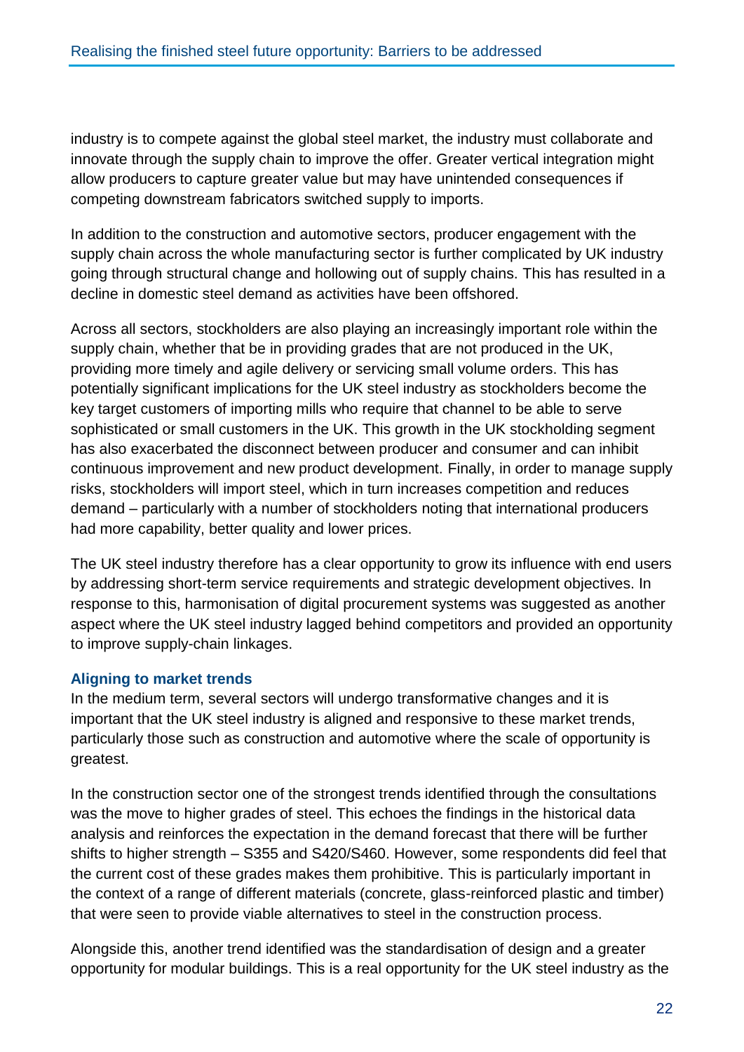industry is to compete against the global steel market, the industry must collaborate and innovate through the supply chain to improve the offer. Greater vertical integration might allow producers to capture greater value but may have unintended consequences if competing downstream fabricators switched supply to imports.

In addition to the construction and automotive sectors, producer engagement with the supply chain across the whole manufacturing sector is further complicated by UK industry going through structural change and hollowing out of supply chains. This has resulted in a decline in domestic steel demand as activities have been offshored.

Across all sectors, stockholders are also playing an increasingly important role within the supply chain, whether that be in providing grades that are not produced in the UK, providing more timely and agile delivery or servicing small volume orders. This has potentially significant implications for the UK steel industry as stockholders become the key target customers of importing mills who require that channel to be able to serve sophisticated or small customers in the UK. This growth in the UK stockholding segment has also exacerbated the disconnect between producer and consumer and can inhibit continuous improvement and new product development. Finally, in order to manage supply risks, stockholders will import steel, which in turn increases competition and reduces demand – particularly with a number of stockholders noting that international producers had more capability, better quality and lower prices.

The UK steel industry therefore has a clear opportunity to grow its influence with end users by addressing short-term service requirements and strategic development objectives. In response to this, harmonisation of digital procurement systems was suggested as another aspect where the UK steel industry lagged behind competitors and provided an opportunity to improve supply-chain linkages.

### Aligning to market trends

In the medium term, several sectors will undergo transformative changes and it is important that the UK steel industry is aligned and responsive to these market trends, particularly those such as construction and automotive where the scale of opportunity is greatest.

In the construction sector one of the strongest trends identified through the consultations was the move to higher grades of steel. This echoes the findings in the historical data analysis and reinforces the expectation in the demand forecast that there will be further shifts to higher strength – S355 and S420/S460. However, some respondents did feel that the current cost of these grades makes them prohibitive. This is particularly important in the context of a range of different materials (concrete, glass-reinforced plastic and timber) that were seen to provide viable alternatives to steel in the construction process.

Alongside this, another trend identified was the standardisation of design and a greater opportunity for modular buildings. This is a real opportunity for the UK steel industry as the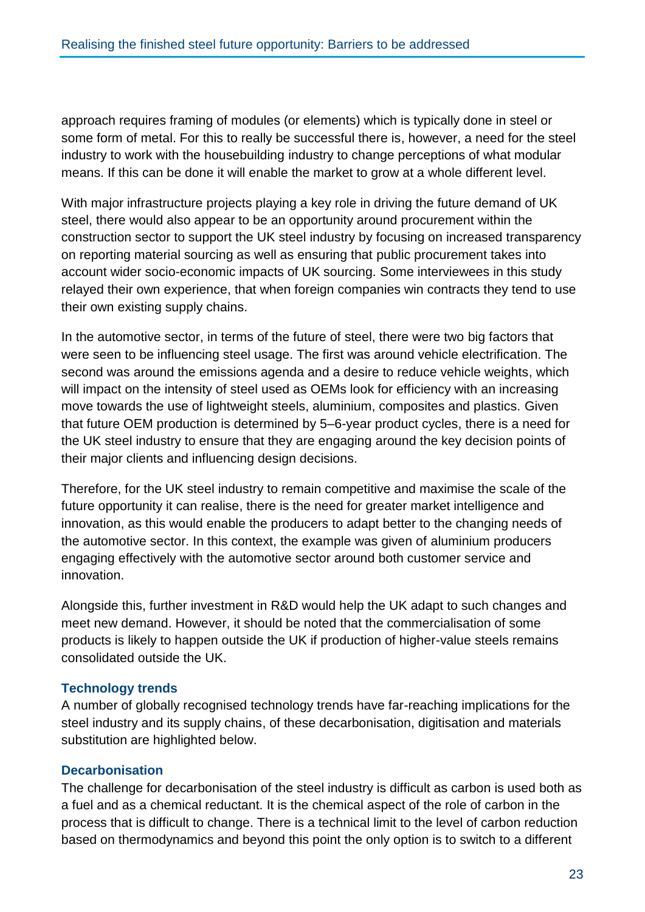approach requires framing of modules (or elements) which is typically done in steel or some form of metal. For this to really be successful there is, however, a need for the steel industry to work with the housebuilding industry to change perceptions of what modular means. If this can be done it will enable the market to grow at a whole different level.

With major infrastructure projects playing a key role in driving the future demand of UK steel, there would also appear to be an opportunity around procurement within the construction sector to support the UK steel industry by focusing on increased transparency on reporting material sourcing as well as ensuring that public procurement takes into account wider socio-economic impacts of UK sourcing. Some interviewees in this study relayed their own experience, that when foreign companies win contracts they tend to use their own existing supply chains.

In the automotive sector, in terms of the future of steel, there were two big factors that were seen to be influencing steel usage. The first was around vehicle electrification. The second was around the emissions agenda and a desire to reduce vehicle weights, which will impact on the intensity of steel used as OEMs look for efficiency with an increasing move towards the use of lightweight steels, aluminium, composites and plastics. Given that future OEM production is determined by 5–6-year product cycles, there is a need for the UK steel industry to ensure that they are engaging around the key decision points of their major clients and influencing design decisions.

Therefore, for the UK steel industry to remain competitive and maximise the scale of the future opportunity it can realise, there is the need for greater market intelligence and innovation, as this would enable the producers to adapt better to the changing needs of the automotive sector. In this context, the example was given of aluminium producers engaging effectively with the automotive sector around both customer service and innovation.

Alongside this, further investment in R&D would help the UK adapt to such changes and meet new demand. However, it should be noted that the commercialisation of some products is likely to happen outside the UK if production of higher-value steels remains consolidated outside the UK.

### Technology trends

A number of globally recognised technology trends have far-reaching implications for the steel industry and its supply chains, of these decarbonisation, digitisation and materials substitution are highlighted below.

### Decarbonisation

The challenge for decarbonisation of the steel industry is difficult as carbon is used both as a fuel and as a chemical reductant. It is the chemical aspect of the role of carbon in the process that is difficult to change. There is a technical limit to the level of carbon reduction based on thermodynamics and beyond this point the only option is to switch to a different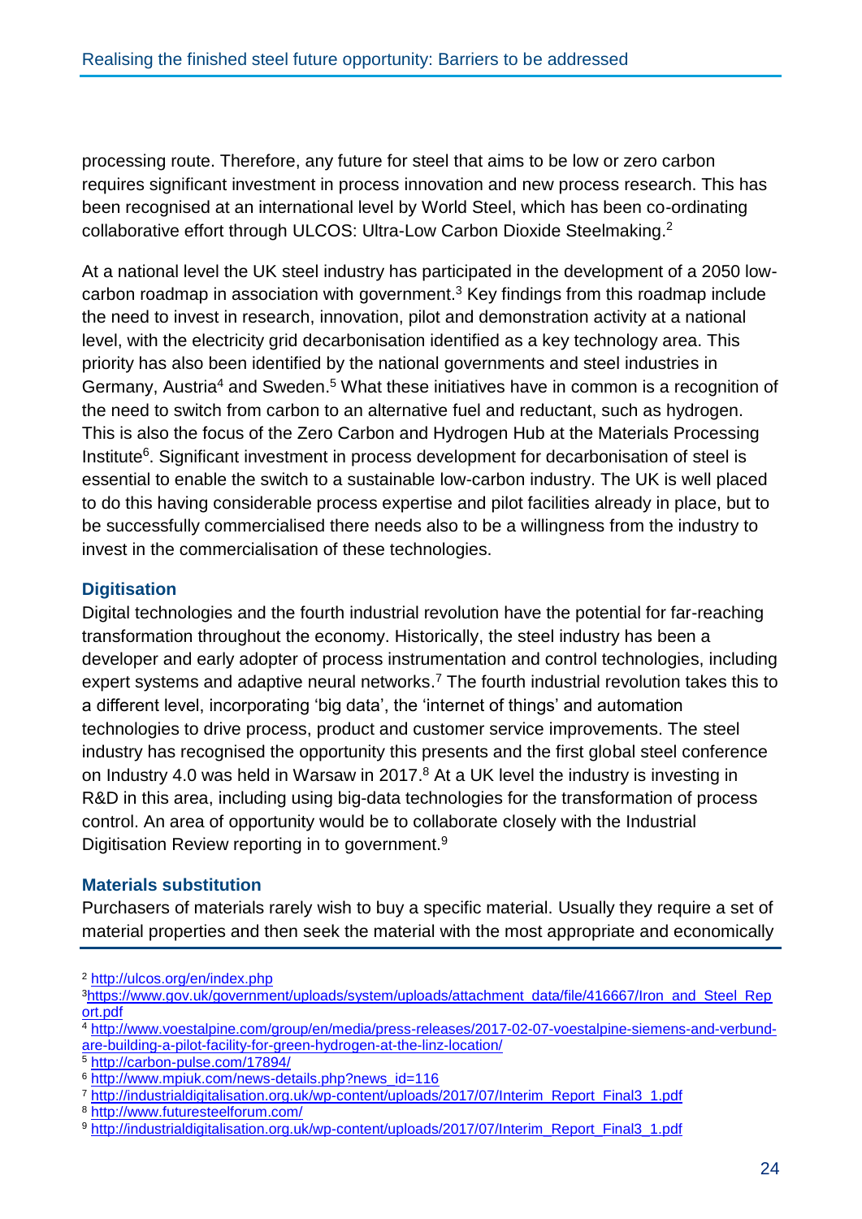processing route. Therefore, any future for steel that aims to be low or zero carbon requires significant investment in process innovation and new process research. This has been recognised at an international level by World Steel, which has been co-ordinating collaborative effort through ULCOS: Ultra-Low Carbon Dioxide Steelmaking.[2]

At a national level the UK steel industry has participated in the development of a 2050 low-carbon roadmap in association with government.[3] Key findings from this roadmap include the need to invest in research, innovation, pilot and demonstration activity at a national level, with the electricity grid decarbonisation identified as a key technology area. This priority has also been identified by the national governments and steel industries in Germany, Austria[4] and Sweden.[5] What these initiatives have in common is a recognition of the need to switch from carbon to an alternative fuel and reductant, such as hydrogen. This is also the focus of the Zero Carbon and Hydrogen Hub at the Materials Processing Institute[6]. Significant investment in process development for decarbonisation of steel is essential to enable the switch to a sustainable low-carbon industry. The UK is well placed to do this having considerable process expertise and pilot facilities already in place, but to be successfully commercialised there needs also to be a willingness from the industry to invest in the commercialisation of these technologies.

### Digitisation

Digital technologies and the fourth industrial revolution have the potential for far-reaching transformation throughout the economy. Historically, the steel industry has been a developer and early adopter of process instrumentation and control technologies, including expert systems and adaptive neural networks.[7] The fourth industrial revolution takes this to a different level, incorporating 'big data', the 'internet of things' and automation technologies to drive process, product and customer service improvements. The steel industry has recognised the opportunity this presents and the first global steel conference on Industry 4.0 was held in Warsaw in 2017.[8] At a UK level the industry is investing in R&D in this area, including using big-data technologies for the transformation of process control. An area of opportunity would be to collaborate closely with the Industrial Digitisation Review reporting in to government.[9]

### Materials substitution

Purchasers of materials rarely wish to buy a specific material. Usually they require a set of material properties and then seek the material with the most appropriate and economically

---

[2] http://ulcos.org/en/index.php

[3] https://www.gov.uk/government/uploads/system/uploads/attachment_data/file/416667/Iron_and_Steel_Report.pdf

[4] http://www.voestalpine.com/group/en/media/press-releases/2017-02-07-voestalpine-siemens-and-verbund-are-building-a-pilot-facility-for-green-hydrogen-at-the-linz-location/

[5] http://carbon-pulse.com/17894/

[6] http://www.mpiuk.com/news-details.php?news_id=116

[7] http://industrialdigitalisation.org.uk/wp-content/uploads/2017/07/Interim_Report_Final3_1.pdf

[8] http://www.futuresteelforum.com/

[9] http://industrialdigitalisation.org.uk/wp-content/uploads/2017/07/Interim_Report_Final3_1.pdf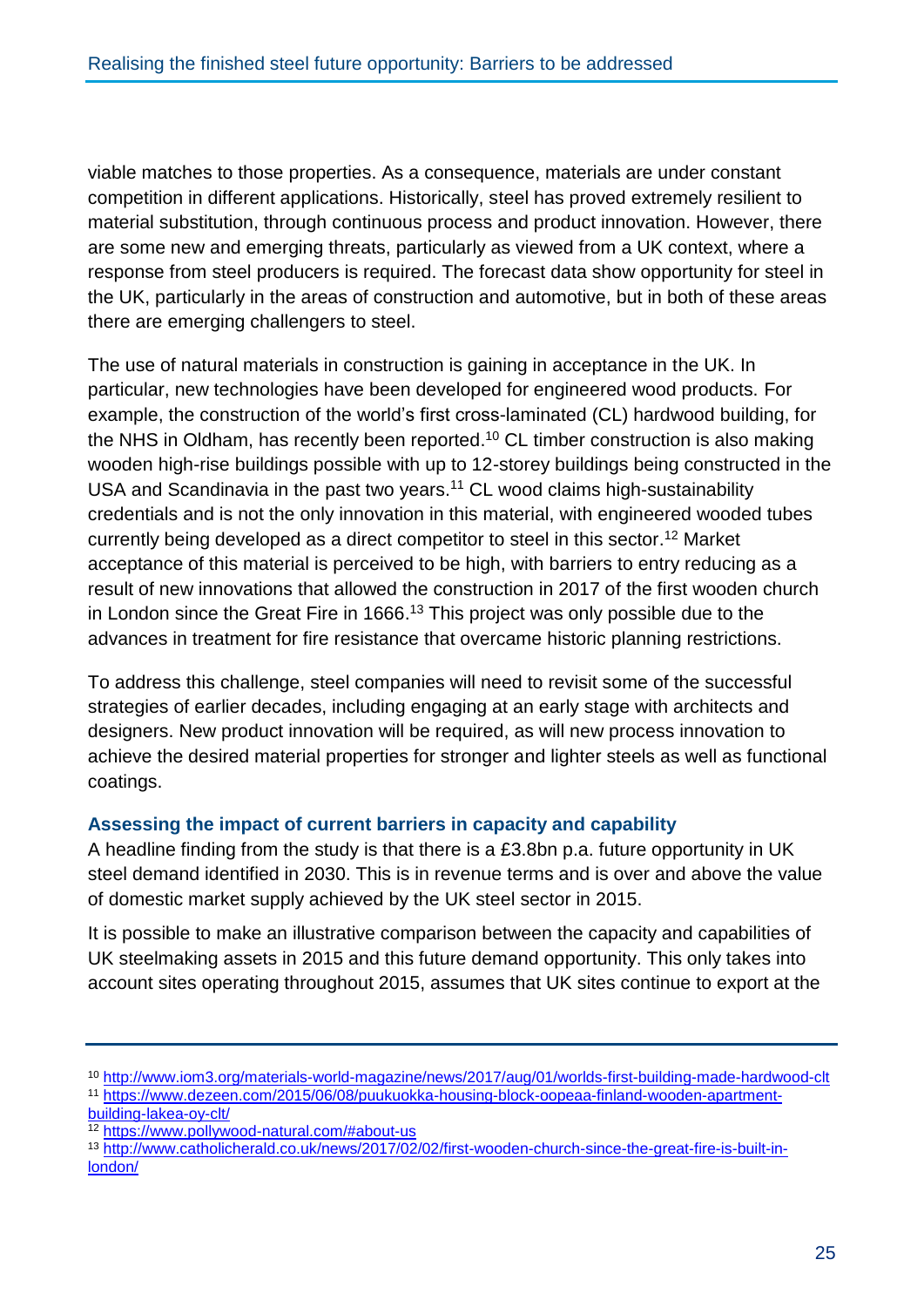viable matches to those properties. As a consequence, materials are under constant competition in different applications. Historically, steel has proved extremely resilient to material substitution, through continuous process and product innovation. However, there are some new and emerging threats, particularly as viewed from a UK context, where a response from steel producers is required. The forecast data show opportunity for steel in the UK, particularly in the areas of construction and automotive, but in both of these areas there are emerging challengers to steel.

The use of natural materials in construction is gaining in acceptance in the UK. In particular, new technologies have been developed for engineered wood products. For example, the construction of the world's first cross-laminated (CL) hardwood building, for the NHS in Oldham, has recently been reported.[10] CL timber construction is also making wooden high-rise buildings possible with up to 12-storey buildings being constructed in the USA and Scandinavia in the past two years.[11] CL wood claims high-sustainability credentials and is not the only innovation in this material, with engineered wooded tubes currently being developed as a direct competitor to steel in this sector.[12] Market acceptance of this material is perceived to be high, with barriers to entry reducing as a result of new innovations that allowed the construction in 2017 of the first wooden church in London since the Great Fire in 1666.[13] This project was only possible due to the advances in treatment for fire resistance that overcame historic planning restrictions.

To address this challenge, steel companies will need to revisit some of the successful strategies of earlier decades, including engaging at an early stage with architects and designers. New product innovation will be required, as will new process innovation to achieve the desired material properties for stronger and lighter steels as well as functional coatings.

### Assessing the impact of current barriers in capacity and capability

A headline finding from the study is that there is a £3.8bn p.a. future opportunity in UK steel demand identified in 2030. This is in revenue terms and is over and above the value of domestic market supply achieved by the UK steel sector in 2015.

It is possible to make an illustrative comparison between the capacity and capabilities of UK steelmaking assets in 2015 and this future demand opportunity. This only takes into account sites operating throughout 2015, assumes that UK sites continue to export at the

---

[10] http://www.iom3.org/materials-world-magazine/news/2017/aug/01/worlds-first-building-made-hardwood-clt

[11] https://www.dezeen.com/2015/06/08/puukuokka-housing-block-oopeaa-finland-wooden-apartment-building-lakea-oy-clt/

[12] https://www.pollywood-natural.com/#about-us

[13] http://www.catholicherald.co.uk/news/2017/02/02/first-wooden-church-since-the-great-fire-is-built-in-london/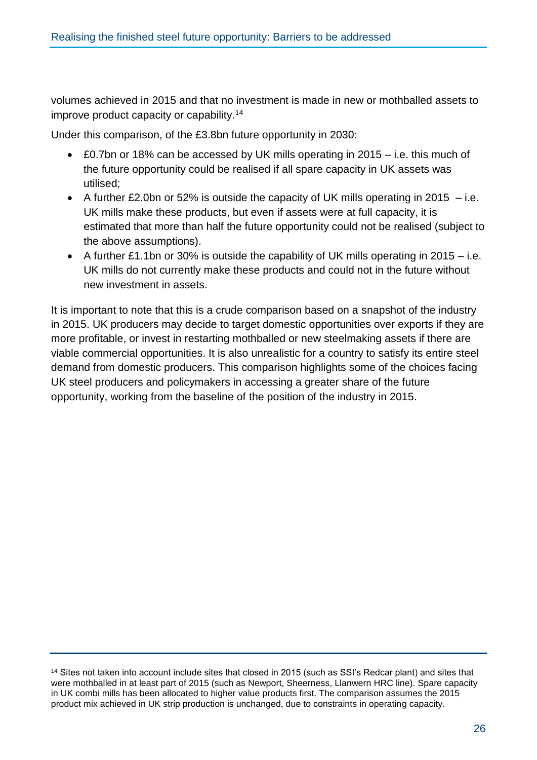volumes achieved in 2015 and that no investment is made in new or mothballed assets to improve product capacity or capability.[14]

Under this comparison, of the £3.8bn future opportunity in 2030:

- £0.7bn or 18% can be accessed by UK mills operating in 2015 – i.e. this much of the future opportunity could be realised if all spare capacity in UK assets was utilised;
- A further £2.0bn or 52% is outside the capacity of UK mills operating in 2015 – i.e. UK mills make these products, but even if assets were at full capacity, it is estimated that more than half the future opportunity could not be realised (subject to the above assumptions).
- A further £1.1bn or 30% is outside the capability of UK mills operating in 2015 – i.e. UK mills do not currently make these products and could not in the future without new investment in assets.

It is important to note that this is a crude comparison based on a snapshot of the industry in 2015. UK producers may decide to target domestic opportunities over exports if they are more profitable, or invest in restarting mothballed or new steelmaking assets if there are viable commercial opportunities. It is also unrealistic for a country to satisfy its entire steel demand from domestic producers. This comparison highlights some of the choices facing UK steel producers and policymakers in accessing a greater share of the future opportunity, working from the baseline of the position of the industry in 2015.

[14] Sites not taken into account include sites that closed in 2015 (such as SSI's Redcar plant) and sites that were mothballed in at least part of 2015 (such as Newport, Sheerness, Llanwern HRC line). Spare capacity in UK combi mills has been allocated to higher value products first. The comparison assumes the 2015 product mix achieved in UK strip production is unchanged, due to constraints in operating capacity.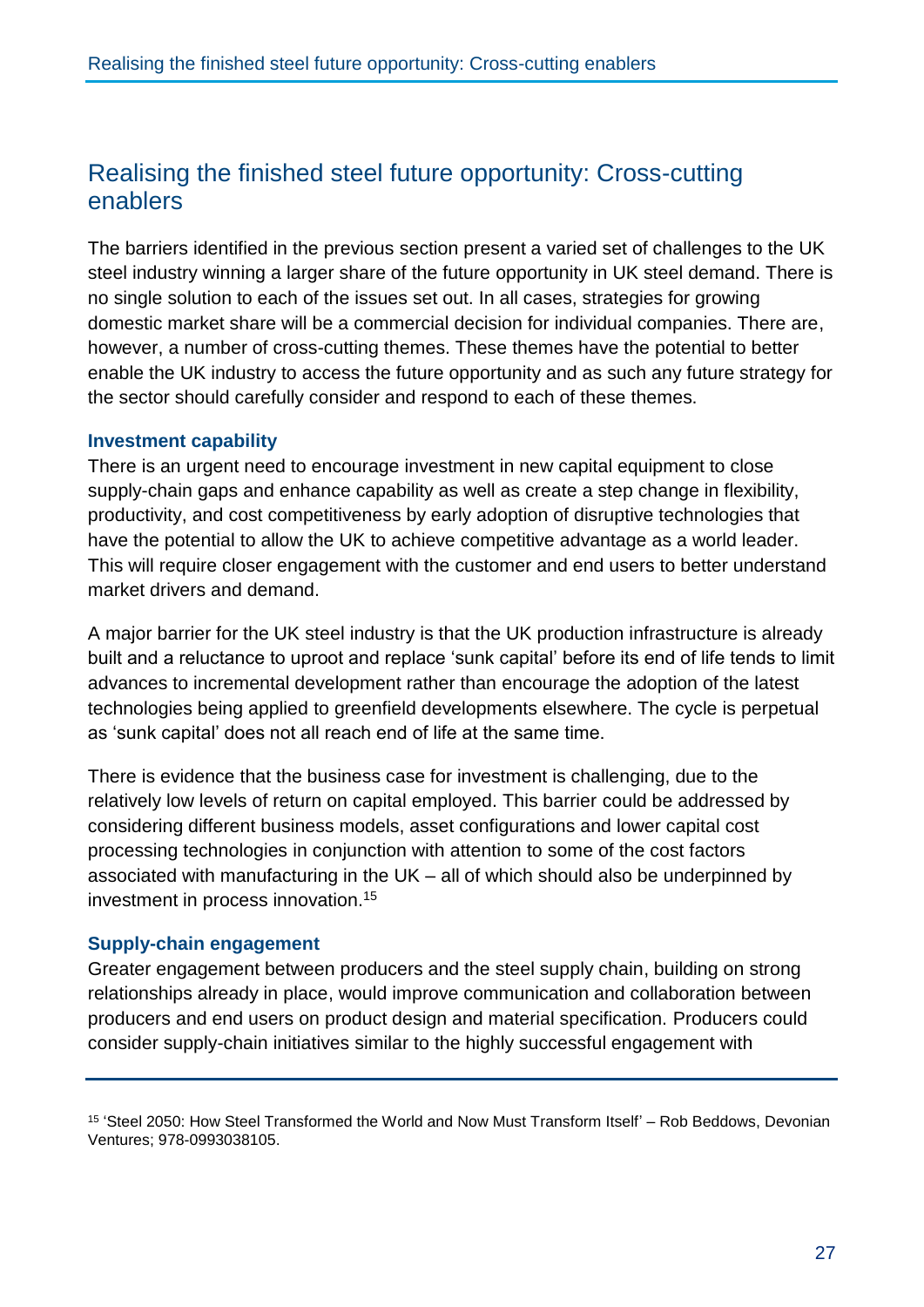## Realising the finished steel future opportunity: Cross-cutting enablers

The barriers identified in the previous section present a varied set of challenges to the UK steel industry winning a larger share of the future opportunity in UK steel demand. There is no single solution to each of the issues set out. In all cases, strategies for growing domestic market share will be a commercial decision for individual companies. There are, however, a number of cross-cutting themes. These themes have the potential to better enable the UK industry to access the future opportunity and as such any future strategy for the sector should carefully consider and respond to each of these themes.

### Investment capability

There is an urgent need to encourage investment in new capital equipment to close supply-chain gaps and enhance capability as well as create a step change in flexibility, productivity, and cost competitiveness by early adoption of disruptive technologies that have the potential to allow the UK to achieve competitive advantage as a world leader. This will require closer engagement with the customer and end users to better understand market drivers and demand.

A major barrier for the UK steel industry is that the UK production infrastructure is already built and a reluctance to uproot and replace 'sunk capital' before its end of life tends to limit advances to incremental development rather than encourage the adoption of the latest technologies being applied to greenfield developments elsewhere. The cycle is perpetual as 'sunk capital' does not all reach end of life at the same time.

There is evidence that the business case for investment is challenging, due to the relatively low levels of return on capital employed. This barrier could be addressed by considering different business models, asset configurations and lower capital cost processing technologies in conjunction with attention to some of the cost factors associated with manufacturing in the UK – all of which should also be underpinned by investment in process innovation.[15]

### Supply-chain engagement

Greater engagement between producers and the steel supply chain, building on strong relationships already in place, would improve communication and collaboration between producers and end users on product design and material specification. Producers could consider supply-chain initiatives similar to the highly successful engagement with

---

[15] 'Steel 2050: How Steel Transformed the World and Now Must Transform Itself' – Rob Beddows, Devonian Ventures; 978-0993038105.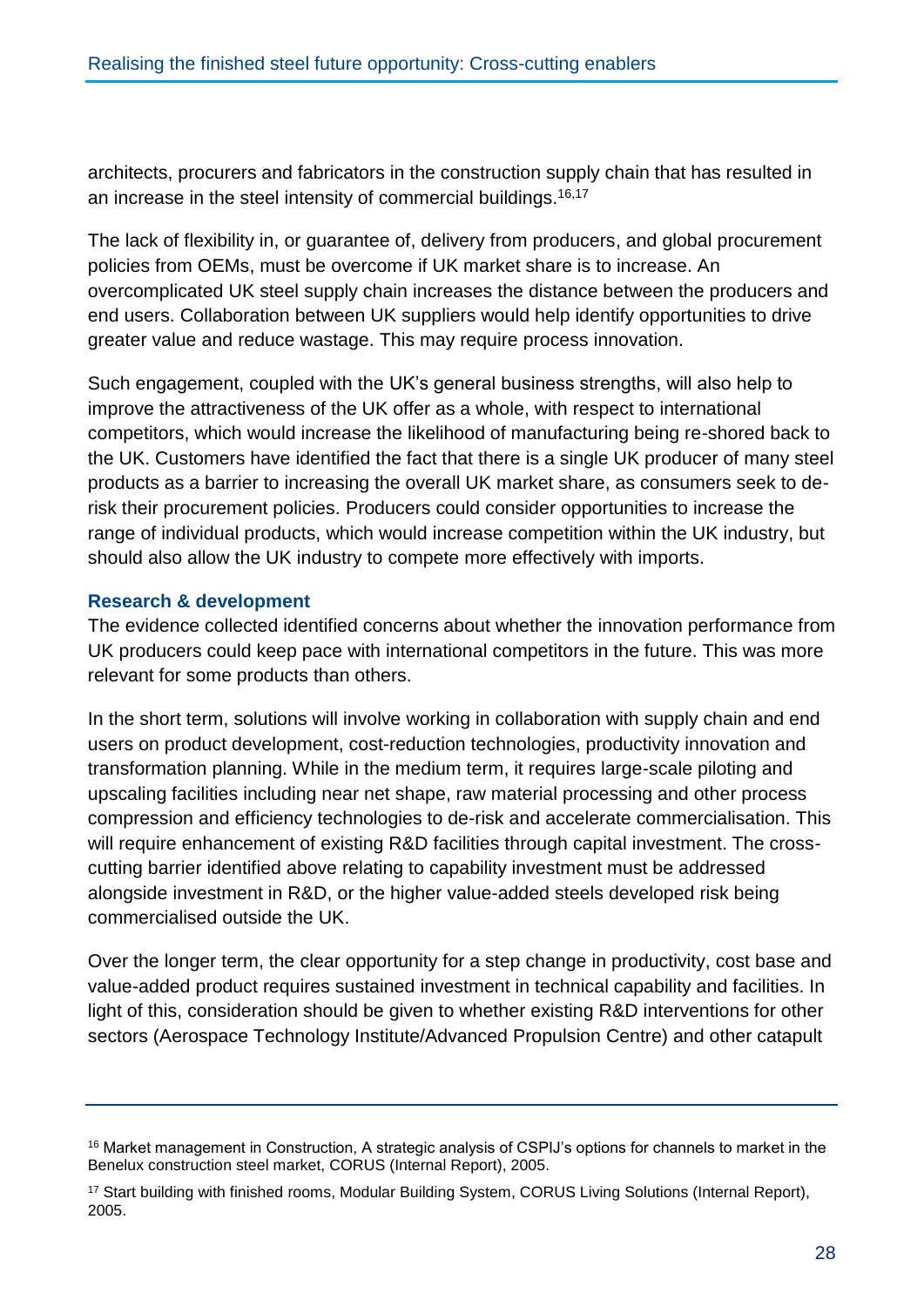architects, procurers and fabricators in the construction supply chain that has resulted in an increase in the steel intensity of commercial buildings.[16,17]

The lack of flexibility in, or guarantee of, delivery from producers, and global procurement policies from OEMs, must be overcome if UK market share is to increase. An overcomplicated UK steel supply chain increases the distance between the producers and end users. Collaboration between UK suppliers would help identify opportunities to drive greater value and reduce wastage. This may require process innovation.

Such engagement, coupled with the UK's general business strengths, will also help to improve the attractiveness of the UK offer as a whole, with respect to international competitors, which would increase the likelihood of manufacturing being re-shored back to the UK. Customers have identified the fact that there is a single UK producer of many steel products as a barrier to increasing the overall UK market share, as consumers seek to de-risk their procurement policies. Producers could consider opportunities to increase the range of individual products, which would increase competition within the UK industry, but should also allow the UK industry to compete more effectively with imports.

### Research & development

The evidence collected identified concerns about whether the innovation performance from UK producers could keep pace with international competitors in the future. This was more relevant for some products than others.

In the short term, solutions will involve working in collaboration with supply chain and end users on product development, cost-reduction technologies, productivity innovation and transformation planning. While in the medium term, it requires large-scale piloting and upscaling facilities including near net shape, raw material processing and other process compression and efficiency technologies to de-risk and accelerate commercialisation. This will require enhancement of existing R&D facilities through capital investment. The cross-cutting barrier identified above relating to capability investment must be addressed alongside investment in R&D, or the higher value-added steels developed risk being commercialised outside the UK.

Over the longer term, the clear opportunity for a step change in productivity, cost base and value-added product requires sustained investment in technical capability and facilities. In light of this, consideration should be given to whether existing R&D interventions for other sectors (Aerospace Technology Institute/Advanced Propulsion Centre) and other catapult

---

[16] Market management in Construction, A strategic analysis of CSPIJ's options for channels to market in the Benelux construction steel market, CORUS (Internal Report), 2005.

[17] Start building with finished rooms, Modular Building System, CORUS Living Solutions (Internal Report), 2005.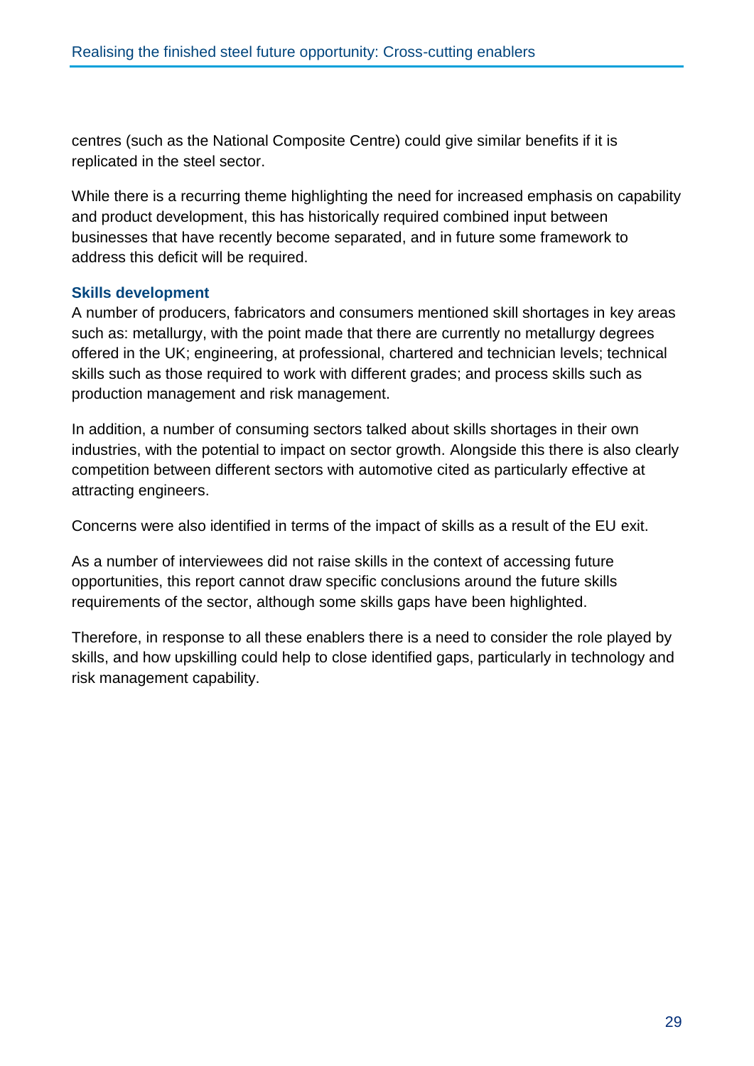centres (such as the National Composite Centre) could give similar benefits if it is replicated in the steel sector.

While there is a recurring theme highlighting the need for increased emphasis on capability and product development, this has historically required combined input between businesses that have recently become separated, and in future some framework to address this deficit will be required.

### Skills development

A number of producers, fabricators and consumers mentioned skill shortages in key areas such as: metallurgy, with the point made that there are currently no metallurgy degrees offered in the UK; engineering, at professional, chartered and technician levels; technical skills such as those required to work with different grades; and process skills such as production management and risk management.

In addition, a number of consuming sectors talked about skills shortages in their own industries, with the potential to impact on sector growth. Alongside this there is also clearly competition between different sectors with automotive cited as particularly effective at attracting engineers.

Concerns were also identified in terms of the impact of skills as a result of the EU exit.

As a number of interviewees did not raise skills in the context of accessing future opportunities, this report cannot draw specific conclusions around the future skills requirements of the sector, although some skills gaps have been highlighted.

Therefore, in response to all these enablers there is a need to consider the role played by skills, and how upskilling could help to close identified gaps, particularly in technology and risk management capability.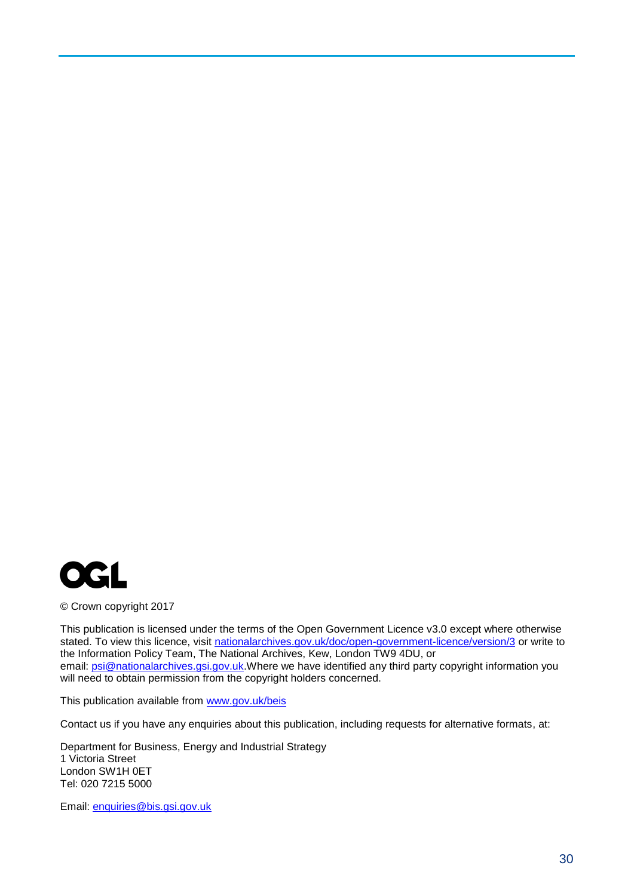OGL

© Crown copyright 2017

This publication is licensed under the terms of the Open Government Licence v3.0 except where otherwise stated. To view this licence, visit nationalarchives.gov.uk/doc/open-government-licence/version/3 or write to the Information Policy Team, The National Archives, Kew, London TW9 4DU, or email: psi@nationalarchives.gsi.gov.uk.Where we have identified any third party copyright information you will need to obtain permission from the copyright holders concerned.

This publication available from www.gov.uk/beis

Contact us if you have any enquiries about this publication, including requests for alternative formats, at:

Department for Business, Energy and Industrial Strategy
1 Victoria Street
London SW1H 0ET
Tel: 020 7215 5000

Email: enquiries@bis.gsi.gov.uk